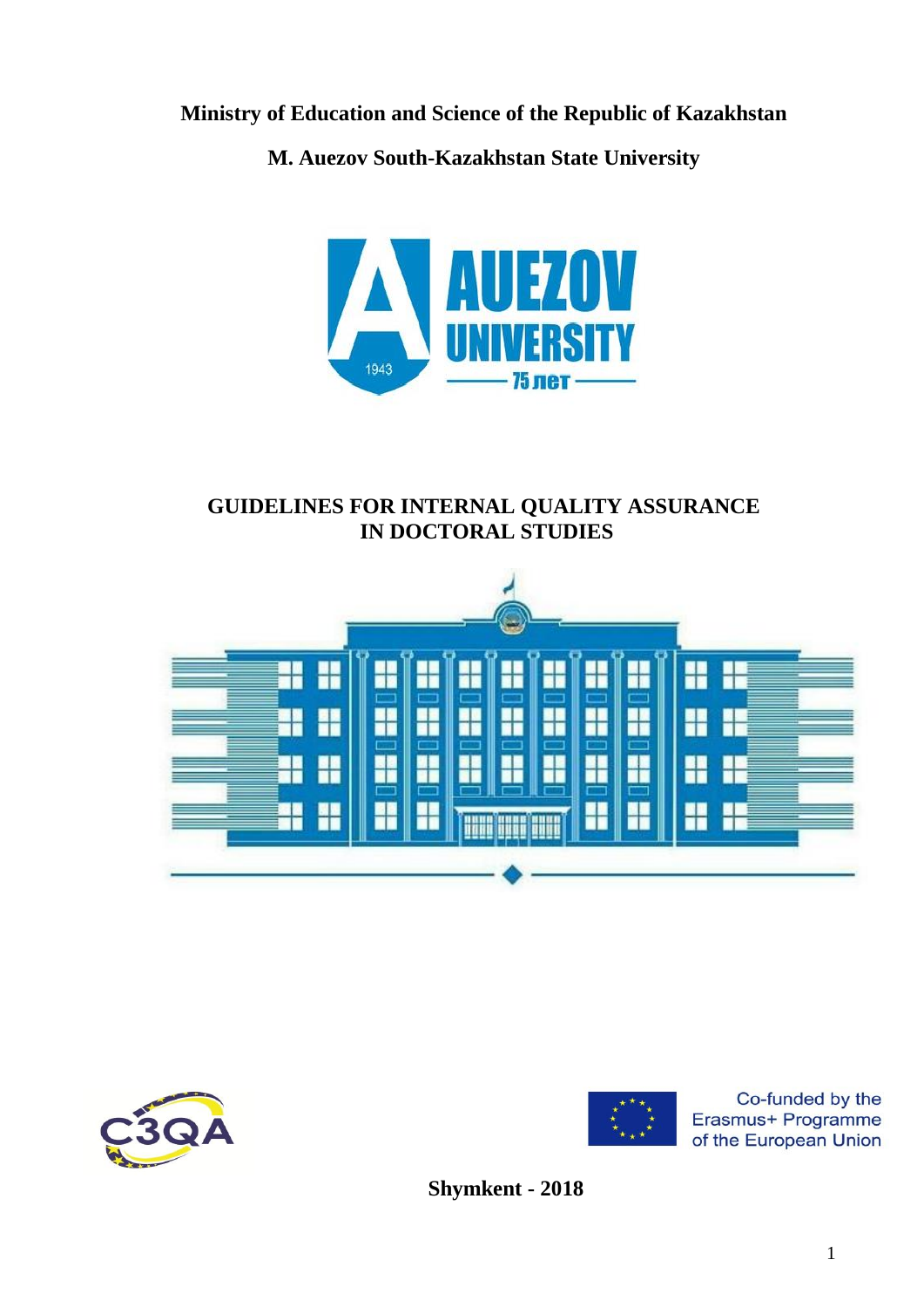**Ministry of Education and Science of the Republic of Kazakhstan**

**M. Auezov South-Kazakhstan State University**

# GUIDELINES FOR INTERNAL QUALITY ASSURANCE IN DOCTORAL STUDIES

Co-funded by the Erasmus+ Programme of the European Union

**Shymkent - 2018**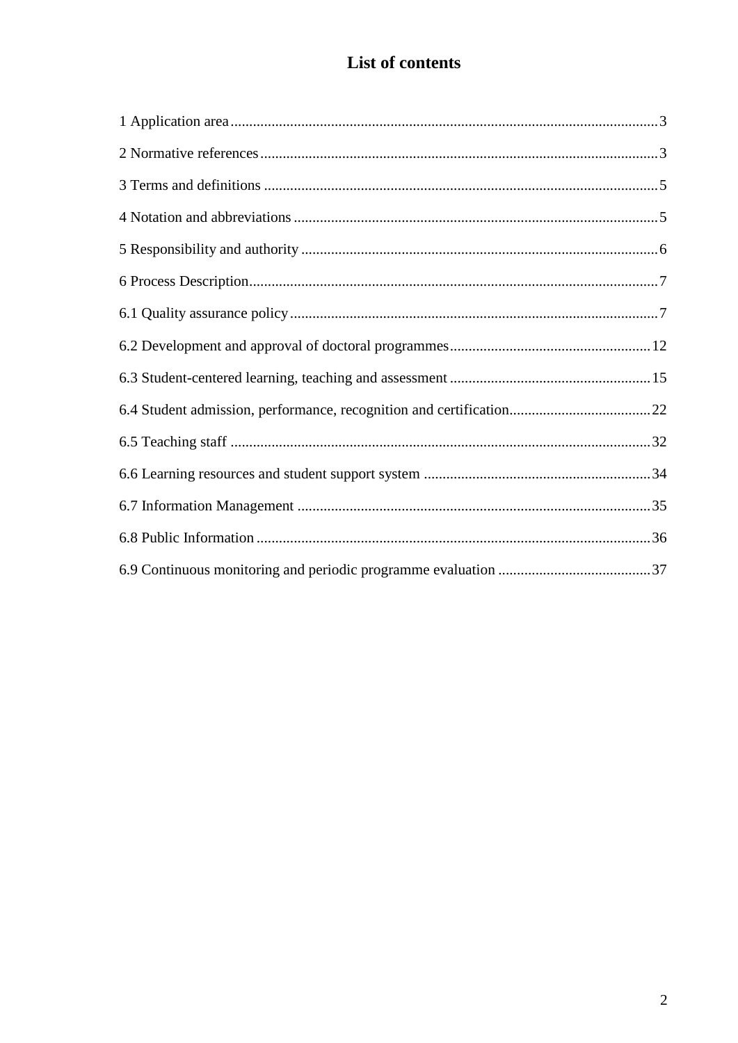# List of contents

1 Application area ... 3

2 Normative references ... 3

3 Terms and definitions ... 5

4 Notation and abbreviations ... 5

5 Responsibility and authority ... 6

6 Process Description ... 7

6.1 Quality assurance policy ... 7

6.2 Development and approval of doctoral programmes ... 12

6.3 Student-centered learning, teaching and assessment ... 15

6.4 Student admission, performance, recognition and certification ... 22

6.5 Teaching staff ... 32

6.6 Learning resources and student support system ... 34

6.7 Information Management ... 35

6.8 Public Information ... 36

6.9 Continuous monitoring and periodic programme evaluation ... 37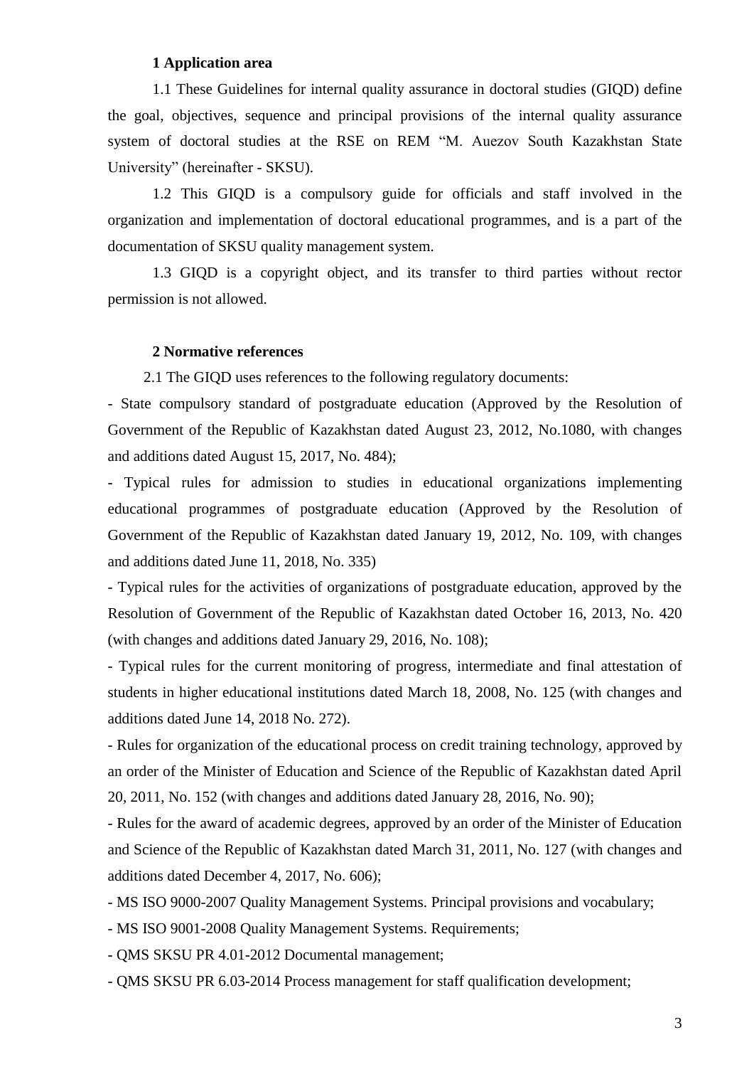## 1 Application area

1.1 These Guidelines for internal quality assurance in doctoral studies (GIQD) define the goal, objectives, sequence and principal provisions of the internal quality assurance system of doctoral studies at the RSE on REM "M. Auezov South Kazakhstan State University" (hereinafter - SKSU).

1.2 This GIQD is a compulsory guide for officials and staff involved in the organization and implementation of doctoral educational programmes, and is a part of the documentation of SKSU quality management system.

1.3 GIQD is a copyright object, and its transfer to third parties without rector permission is not allowed.

## 2 Normative references

2.1 The GIQD uses references to the following regulatory documents:

- State compulsory standard of postgraduate education (Approved by the Resolution of Government of the Republic of Kazakhstan dated August 23, 2012, No.1080, with changes and additions dated August 15, 2017, No. 484);
- Typical rules for admission to studies in educational organizations implementing educational programmes of postgraduate education (Approved by the Resolution of Government of the Republic of Kazakhstan dated January 19, 2012, No. 109, with changes and additions dated June 11, 2018, No. 335)
- Typical rules for the activities of organizations of postgraduate education, approved by the Resolution of Government of the Republic of Kazakhstan dated October 16, 2013, No. 420 (with changes and additions dated January 29, 2016, No. 108);
- Typical rules for the current monitoring of progress, intermediate and final attestation of students in higher educational institutions dated March 18, 2008, No. 125 (with changes and additions dated June 14, 2018 No. 272).
- Rules for organization of the educational process on credit training technology, approved by an order of the Minister of Education and Science of the Republic of Kazakhstan dated April 20, 2011, No. 152 (with changes and additions dated January 28, 2016, No. 90);
- Rules for the award of academic degrees, approved by an order of the Minister of Education and Science of the Republic of Kazakhstan dated March 31, 2011, No. 127 (with changes and additions dated December 4, 2017, No. 606);
- MS ISO 9000-2007 Quality Management Systems. Principal provisions and vocabulary;
- MS ISO 9001-2008 Quality Management Systems. Requirements;
- QMS SKSU PR 4.01-2012 Documental management;
- QMS SKSU PR 6.03-2014 Process management for staff qualification development;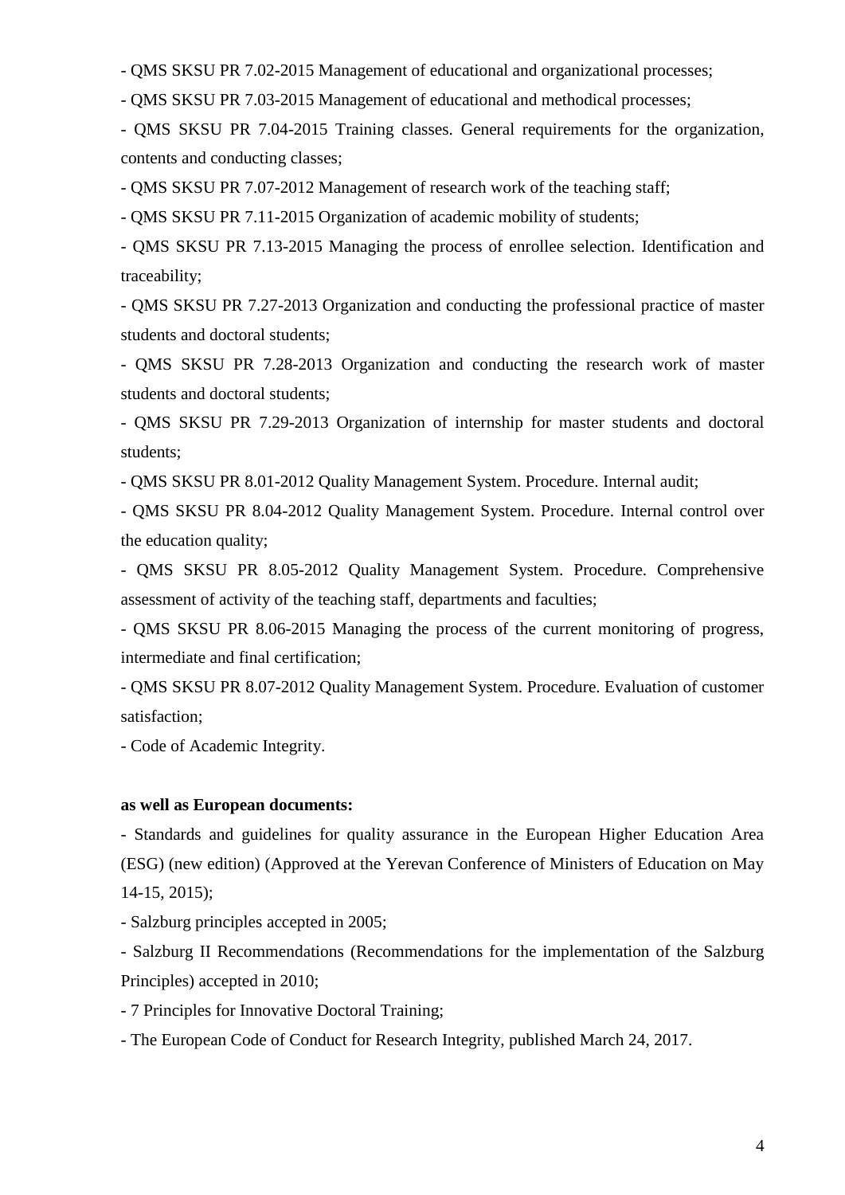- QMS SKSU PR 7.02-2015 Management of educational and organizational processes;

- QMS SKSU PR 7.03-2015 Management of educational and methodical processes;

- QMS SKSU PR 7.04-2015 Training classes. General requirements for the organization, contents and conducting classes;

- QMS SKSU PR 7.07-2012 Management of research work of the teaching staff;

- QMS SKSU PR 7.11-2015 Organization of academic mobility of students;

- QMS SKSU PR 7.13-2015 Managing the process of enrollee selection. Identification and traceability;

- QMS SKSU PR 7.27-2013 Organization and conducting the professional practice of master students and doctoral students;

- QMS SKSU PR 7.28-2013 Organization and conducting the research work of master students and doctoral students;

- QMS SKSU PR 7.29-2013 Organization of internship for master students and doctoral students;

- QMS SKSU PR 8.01-2012 Quality Management System. Procedure. Internal audit;

- QMS SKSU PR 8.04-2012 Quality Management System. Procedure. Internal control over the education quality;

- QMS SKSU PR 8.05-2012 Quality Management System. Procedure. Comprehensive assessment of activity of the teaching staff, departments and faculties;

- QMS SKSU PR 8.06-2015 Managing the process of the current monitoring of progress, intermediate and final certification;

- QMS SKSU PR 8.07-2012 Quality Management System. Procedure. Evaluation of customer satisfaction;

- Code of Academic Integrity.

**as well as European documents:**

- Standards and guidelines for quality assurance in the European Higher Education Area (ESG) (new edition) (Approved at the Yerevan Conference of Ministers of Education on May 14-15, 2015);

- Salzburg principles accepted in 2005;

- Salzburg II Recommendations (Recommendations for the implementation of the Salzburg Principles) accepted in 2010;

- 7 Principles for Innovative Doctoral Training;

- The European Code of Conduct for Research Integrity, published March 24, 2017.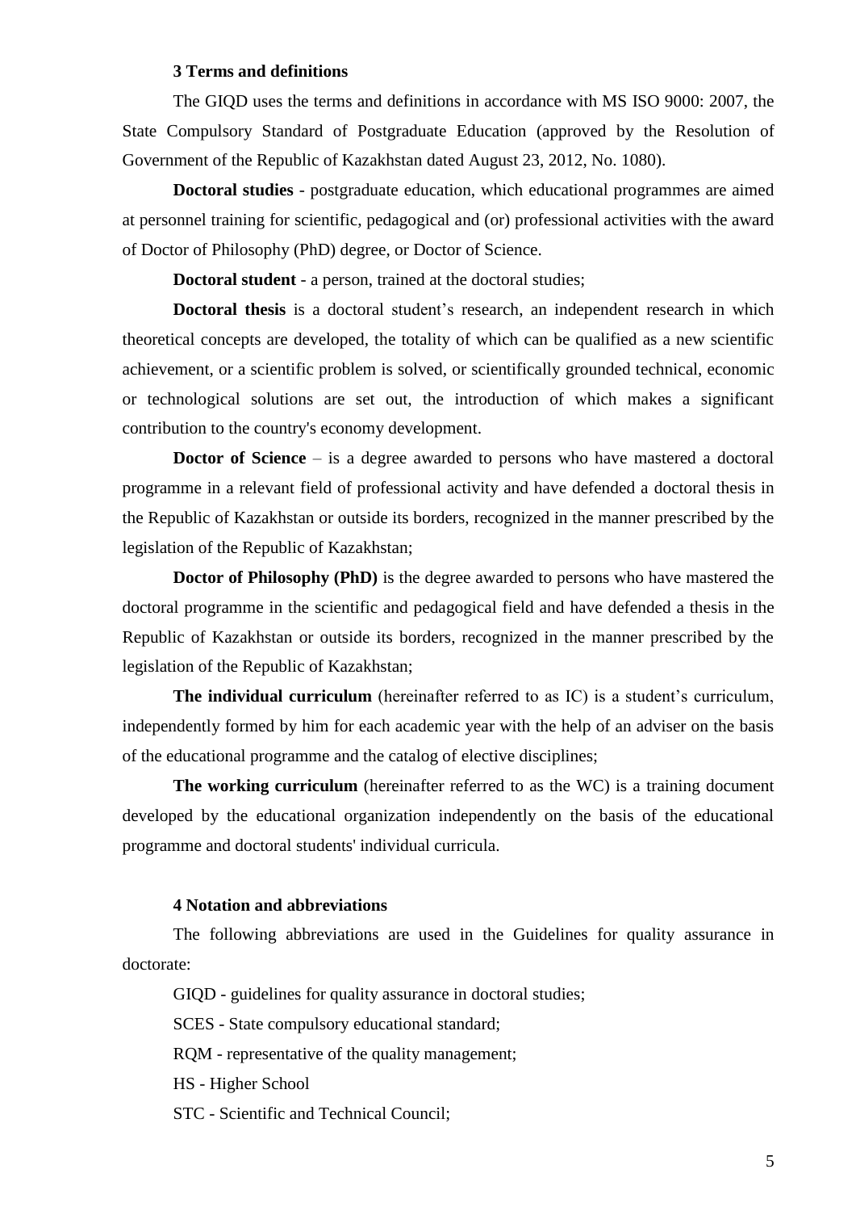## 3 Terms and definitions

The GIQD uses the terms and definitions in accordance with MS ISO 9000: 2007, the State Compulsory Standard of Postgraduate Education (approved by the Resolution of Government of the Republic of Kazakhstan dated August 23, 2012, No. 1080).

**Doctoral studies** - postgraduate education, which educational programmes are aimed at personnel training for scientific, pedagogical and (or) professional activities with the award of Doctor of Philosophy (PhD) degree, or Doctor of Science.

**Doctoral student** - a person, trained at the doctoral studies;

**Doctoral thesis** is a doctoral student's research, an independent research in which theoretical concepts are developed, the totality of which can be qualified as a new scientific achievement, or a scientific problem is solved, or scientifically grounded technical, economic or technological solutions are set out, the introduction of which makes a significant contribution to the country's economy development.

**Doctor of Science** – is a degree awarded to persons who have mastered a doctoral programme in a relevant field of professional activity and have defended a doctoral thesis in the Republic of Kazakhstan or outside its borders, recognized in the manner prescribed by the legislation of the Republic of Kazakhstan;

**Doctor of Philosophy (PhD)** is the degree awarded to persons who have mastered the doctoral programme in the scientific and pedagogical field and have defended a thesis in the Republic of Kazakhstan or outside its borders, recognized in the manner prescribed by the legislation of the Republic of Kazakhstan;

**The individual curriculum** (hereinafter referred to as IC) is a student's curriculum, independently formed by him for each academic year with the help of an adviser on the basis of the educational programme and the catalog of elective disciplines;

**The working curriculum** (hereinafter referred to as the WC) is a training document developed by the educational organization independently on the basis of the educational programme and doctoral students' individual curricula.

## 4 Notation and abbreviations

The following abbreviations are used in the Guidelines for quality assurance in doctorate:

GIQD - guidelines for quality assurance in doctoral studies;

SCES - State compulsory educational standard;

RQM - representative of the quality management;

HS - Higher School

STC - Scientific and Technical Council;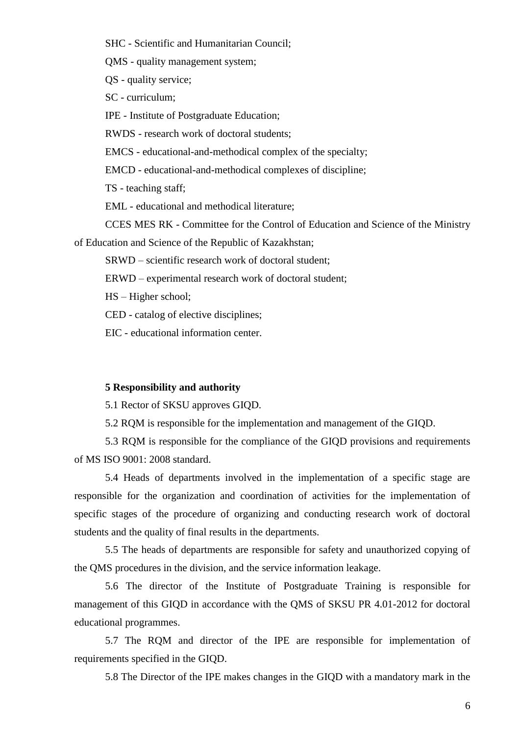SHC - Scientific and Humanitarian Council;

QMS - quality management system;

QS - quality service;

SC - curriculum;

IPE - Institute of Postgraduate Education;

RWDS - research work of doctoral students;

EMCS - educational-and-methodical complex of the specialty;

EMCD - educational-and-methodical complexes of discipline;

TS - teaching staff;

EML - educational and methodical literature;

CCES MES RK - Committee for the Control of Education and Science of the Ministry of Education and Science of the Republic of Kazakhstan;

SRWD – scientific research work of doctoral student;

ERWD – experimental research work of doctoral student;

HS – Higher school;

CED - catalog of elective disciplines;

EIC - educational information center.

**5 Responsibility and authority**

5.1 Rector of SKSU approves GIQD.

5.2 RQM is responsible for the implementation and management of the GIQD.

5.3 RQM is responsible for the compliance of the GIQD provisions and requirements of MS ISO 9001: 2008 standard.

5.4 Heads of departments involved in the implementation of a specific stage are responsible for the organization and coordination of activities for the implementation of specific stages of the procedure of organizing and conducting research work of doctoral students and the quality of final results in the departments.

5.5 The heads of departments are responsible for safety and unauthorized copying of the QMS procedures in the division, and the service information leakage.

5.6 The director of the Institute of Postgraduate Training is responsible for management of this GIQD in accordance with the QMS of SKSU PR 4.01-2012 for doctoral educational programmes.

5.7 The RQM and director of the IPE are responsible for implementation of requirements specified in the GIQD.

5.8 The Director of the IPE makes changes in the GIQD with a mandatory mark in the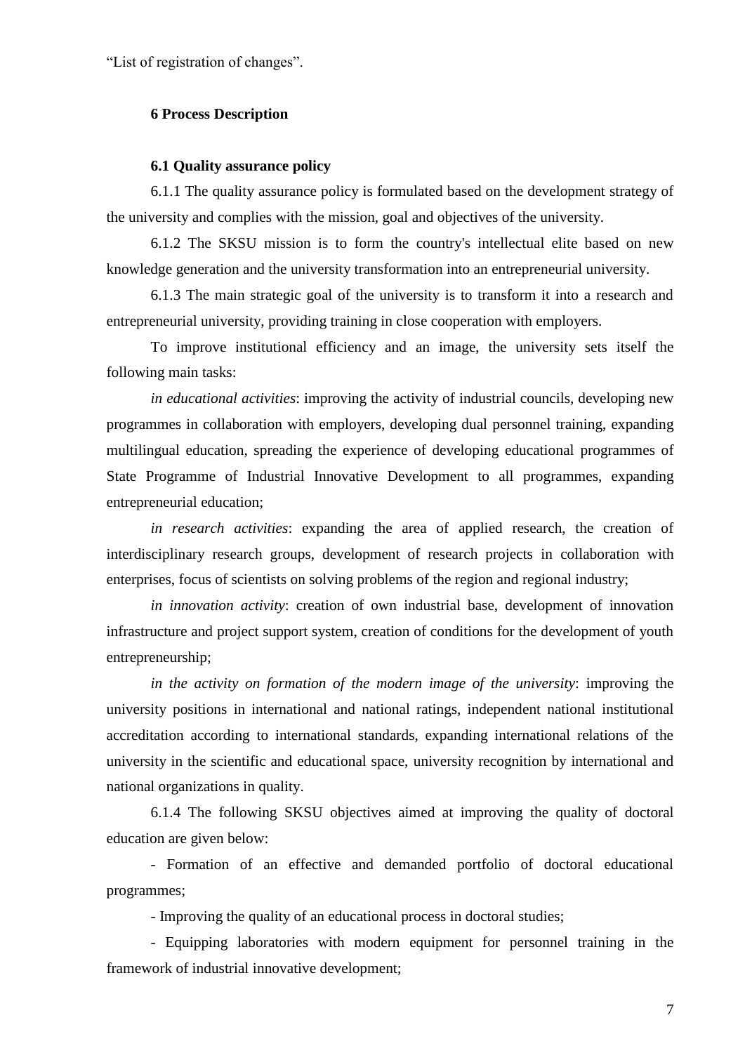“List of registration of changes”.

## 6 Process Description

### 6.1 Quality assurance policy

6.1.1 The quality assurance policy is formulated based on the development strategy of the university and complies with the mission, goal and objectives of the university.

6.1.2 The SKSU mission is to form the country's intellectual elite based on new knowledge generation and the university transformation into an entrepreneurial university.

6.1.3 The main strategic goal of the university is to transform it into a research and entrepreneurial university, providing training in close cooperation with employers.

To improve institutional efficiency and an image, the university sets itself the following main tasks:

*in educational activities*: improving the activity of industrial councils, developing new programmes in collaboration with employers, developing dual personnel training, expanding multilingual education, spreading the experience of developing educational programmes of State Programme of Industrial Innovative Development to all programmes, expanding entrepreneurial education;

*in research activities*: expanding the area of applied research, the creation of interdisciplinary research groups, development of research projects in collaboration with enterprises, focus of scientists on solving problems of the region and regional industry;

*in innovation activity*: creation of own industrial base, development of innovation infrastructure and project support system, creation of conditions for the development of youth entrepreneurship;

*in the activity on formation of the modern image of the university*: improving the university positions in international and national ratings, independent national institutional accreditation according to international standards, expanding international relations of the university in the scientific and educational space, university recognition by international and national organizations in quality.

6.1.4 The following SKSU objectives aimed at improving the quality of doctoral education are given below:

- Formation of an effective and demanded portfolio of doctoral educational programmes;
- Improving the quality of an educational process in doctoral studies;
- Equipping laboratories with modern equipment for personnel training in the framework of industrial innovative development;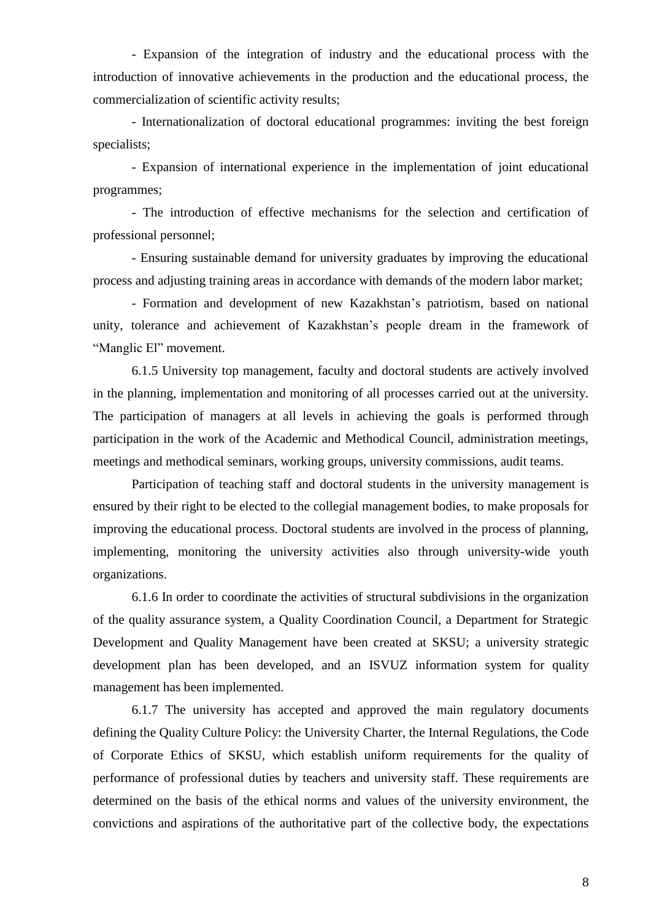- Expansion of the integration of industry and the educational process with the introduction of innovative achievements in the production and the educational process, the commercialization of scientific activity results;

- Internationalization of doctoral educational programmes: inviting the best foreign specialists;

- Expansion of international experience in the implementation of joint educational programmes;

- The introduction of effective mechanisms for the selection and certification of professional personnel;

- Ensuring sustainable demand for university graduates by improving the educational process and adjusting training areas in accordance with demands of the modern labor market;

- Formation and development of new Kazakhstan's patriotism, based on national unity, tolerance and achievement of Kazakhstan's people dream in the framework of "Manglic El" movement.

6.1.5 University top management, faculty and doctoral students are actively involved in the planning, implementation and monitoring of all processes carried out at the university. The participation of managers at all levels in achieving the goals is performed through participation in the work of the Academic and Methodical Council, administration meetings, meetings and methodical seminars, working groups, university commissions, audit teams.

Participation of teaching staff and doctoral students in the university management is ensured by their right to be elected to the collegial management bodies, to make proposals for improving the educational process. Doctoral students are involved in the process of planning, implementing, monitoring the university activities also through university-wide youth organizations.

6.1.6 In order to coordinate the activities of structural subdivisions in the organization of the quality assurance system, a Quality Coordination Council, a Department for Strategic Development and Quality Management have been created at SKSU; a university strategic development plan has been developed, and an ISVUZ information system for quality management has been implemented.

6.1.7 The university has accepted and approved the main regulatory documents defining the Quality Culture Policy: the University Charter, the Internal Regulations, the Code of Corporate Ethics of SKSU, which establish uniform requirements for the quality of performance of professional duties by teachers and university staff. These requirements are determined on the basis of the ethical norms and values of the university environment, the convictions and aspirations of the authoritative part of the collective body, the expectations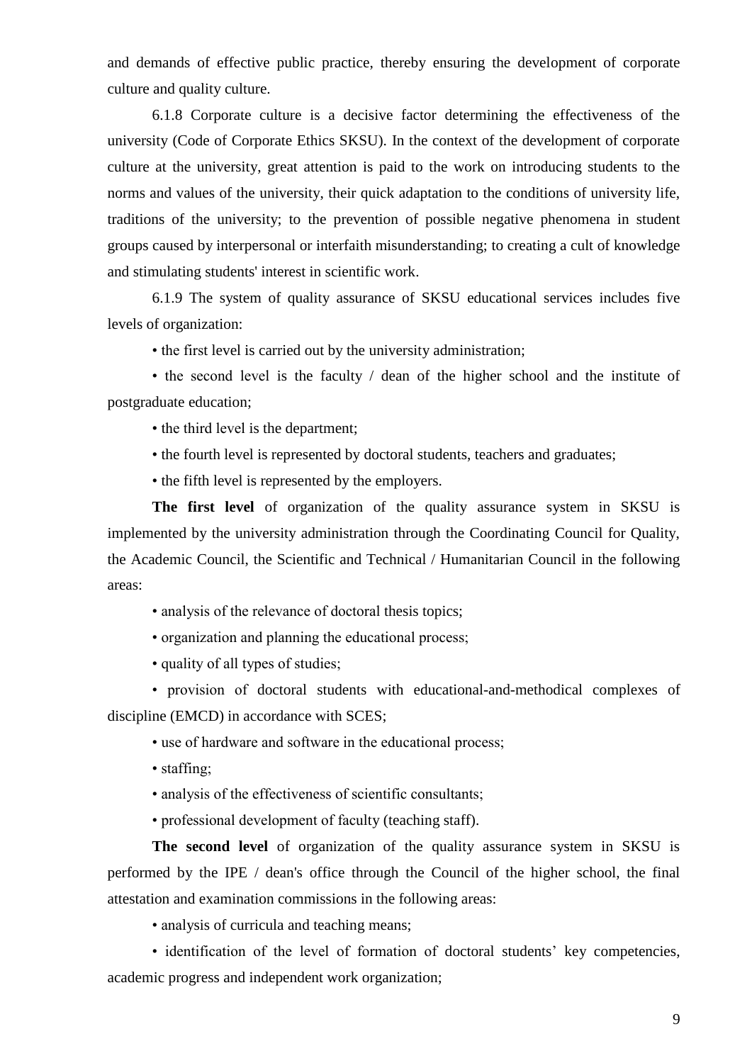and demands of effective public practice, thereby ensuring the development of corporate culture and quality culture.

6.1.8 Corporate culture is a decisive factor determining the effectiveness of the university (Code of Corporate Ethics SKSU). In the context of the development of corporate culture at the university, great attention is paid to the work on introducing students to the norms and values of the university, their quick adaptation to the conditions of university life, traditions of the university; to the prevention of possible negative phenomena in student groups caused by interpersonal or interfaith misunderstanding; to creating a cult of knowledge and stimulating students' interest in scientific work.

6.1.9 The system of quality assurance of SKSU educational services includes five levels of organization:

- the first level is carried out by the university administration;
- the second level is the faculty / dean of the higher school and the institute of postgraduate education;
- the third level is the department;
- the fourth level is represented by doctoral students, teachers and graduates;
- the fifth level is represented by the employers.

**The first level** of organization of the quality assurance system in SKSU is implemented by the university administration through the Coordinating Council for Quality, the Academic Council, the Scientific and Technical / Humanitarian Council in the following areas:

- analysis of the relevance of doctoral thesis topics;
- organization and planning the educational process;
- quality of all types of studies;
- provision of doctoral students with educational-and-methodical complexes of discipline (EMCD) in accordance with SCES;
- use of hardware and software in the educational process;
- staffing;
- analysis of the effectiveness of scientific consultants;
- professional development of faculty (teaching staff).

**The second level** of organization of the quality assurance system in SKSU is performed by the IPE / dean's office through the Council of the higher school, the final attestation and examination commissions in the following areas:

- analysis of curricula and teaching means;
- identification of the level of formation of doctoral students' key competencies, academic progress and independent work organization;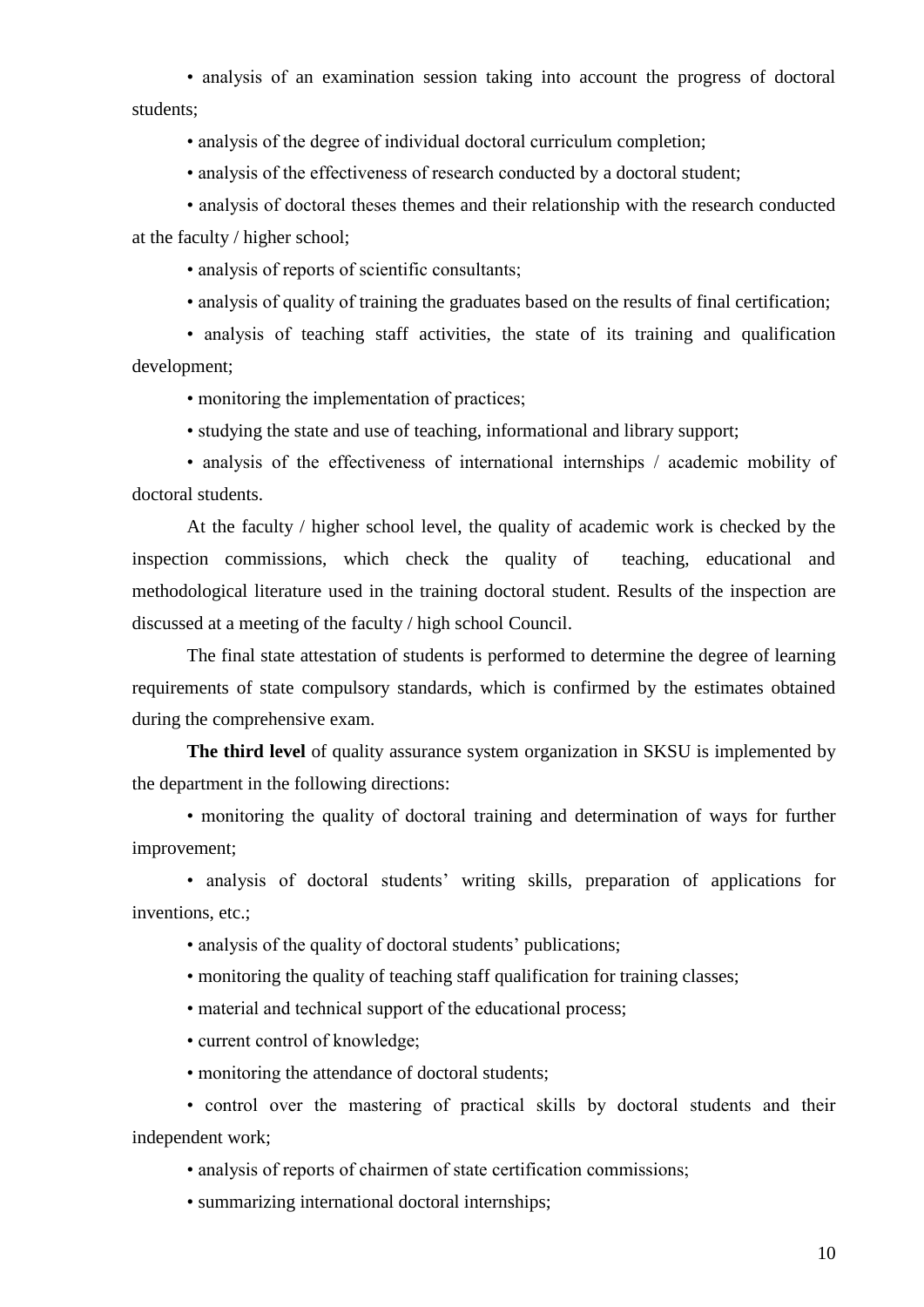- analysis of an examination session taking into account the progress of doctoral students;
- analysis of the degree of individual doctoral curriculum completion;
- analysis of the effectiveness of research conducted by a doctoral student;
- analysis of doctoral theses themes and their relationship with the research conducted at the faculty / higher school;
- analysis of reports of scientific consultants;
- analysis of quality of training the graduates based on the results of final certification;
- analysis of teaching staff activities, the state of its training and qualification development;
- monitoring the implementation of practices;
- studying the state and use of teaching, informational and library support;
- analysis of the effectiveness of international internships / academic mobility of doctoral students.

At the faculty / higher school level, the quality of academic work is checked by the inspection commissions, which check the quality of teaching, educational and methodological literature used in the training doctoral student. Results of the inspection are discussed at a meeting of the faculty / high school Council.

The final state attestation of students is performed to determine the degree of learning requirements of state compulsory standards, which is confirmed by the estimates obtained during the comprehensive exam.

**The third level** of quality assurance system organization in SKSU is implemented by the department in the following directions:

- monitoring the quality of doctoral training and determination of ways for further improvement;
- analysis of doctoral students' writing skills, preparation of applications for inventions, etc.;
- analysis of the quality of doctoral students' publications;
- monitoring the quality of teaching staff qualification for training classes;
- material and technical support of the educational process;
- current control of knowledge;
- monitoring the attendance of doctoral students;
- control over the mastering of practical skills by doctoral students and their independent work;
- analysis of reports of chairmen of state certification commissions;
- summarizing international doctoral internships;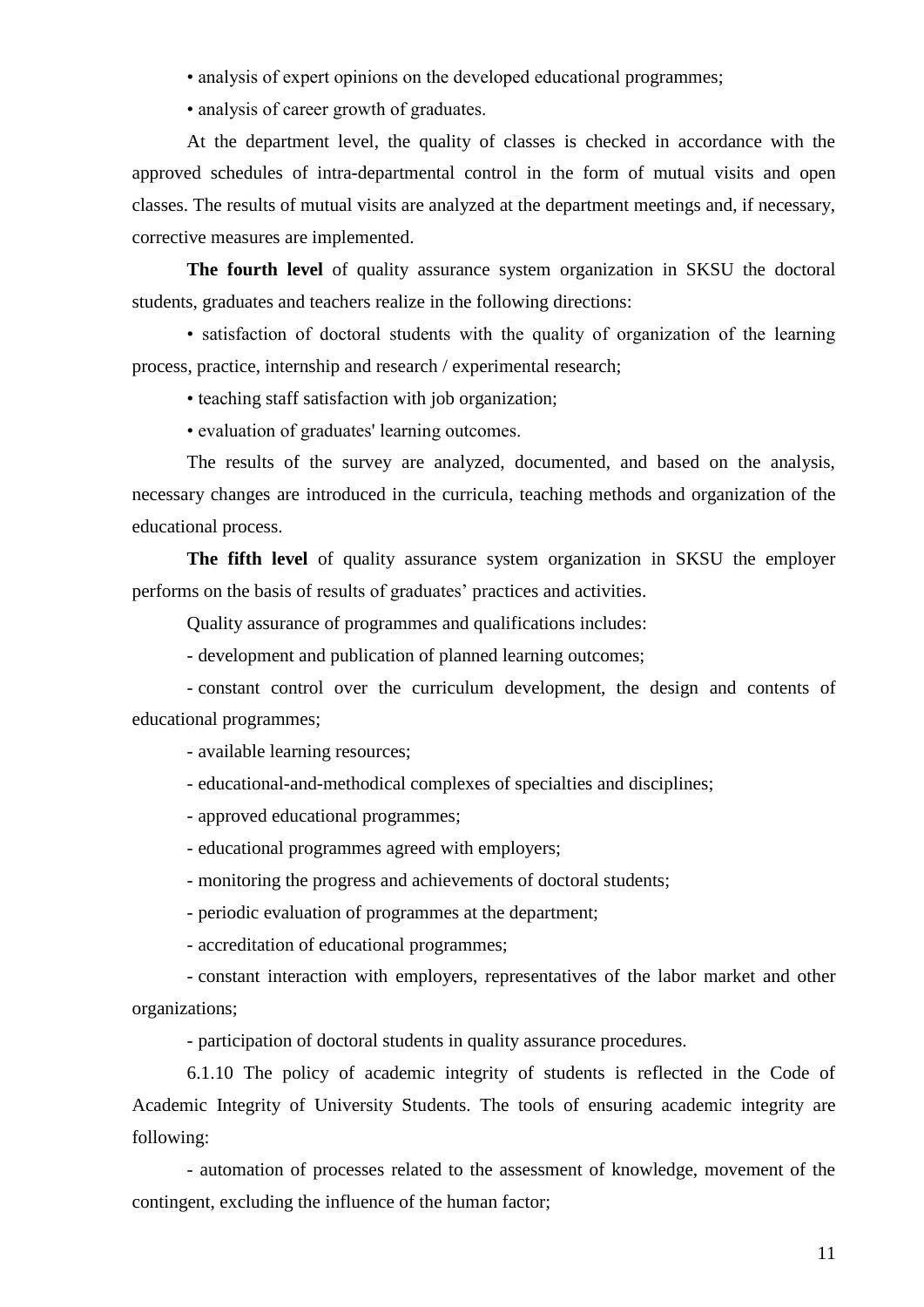• analysis of expert opinions on the developed educational programmes;

• analysis of career growth of graduates.

At the department level, the quality of classes is checked in accordance with the approved schedules of intra-departmental control in the form of mutual visits and open classes. The results of mutual visits are analyzed at the department meetings and, if necessary, corrective measures are implemented.

**The fourth level** of quality assurance system organization in SKSU the doctoral students, graduates and teachers realize in the following directions:

• satisfaction of doctoral students with the quality of organization of the learning process, practice, internship and research / experimental research;

• teaching staff satisfaction with job organization;

• evaluation of graduates' learning outcomes.

The results of the survey are analyzed, documented, and based on the analysis, necessary changes are introduced in the curricula, teaching methods and organization of the educational process.

**The fifth level** of quality assurance system organization in SKSU the employer performs on the basis of results of graduates' practices and activities.

Quality assurance of programmes and qualifications includes:

- development and publication of planned learning outcomes;
- constant control over the curriculum development, the design and contents of educational programmes;
- available learning resources;
- educational-and-methodical complexes of specialties and disciplines;
- approved educational programmes;
- educational programmes agreed with employers;
- monitoring the progress and achievements of doctoral students;
- periodic evaluation of programmes at the department;
- accreditation of educational programmes;
- constant interaction with employers, representatives of the labor market and other organizations;
- participation of doctoral students in quality assurance procedures.

6.1.10 The policy of academic integrity of students is reflected in the Code of Academic Integrity of University Students. The tools of ensuring academic integrity are following:

- automation of processes related to the assessment of knowledge, movement of the contingent, excluding the influence of the human factor;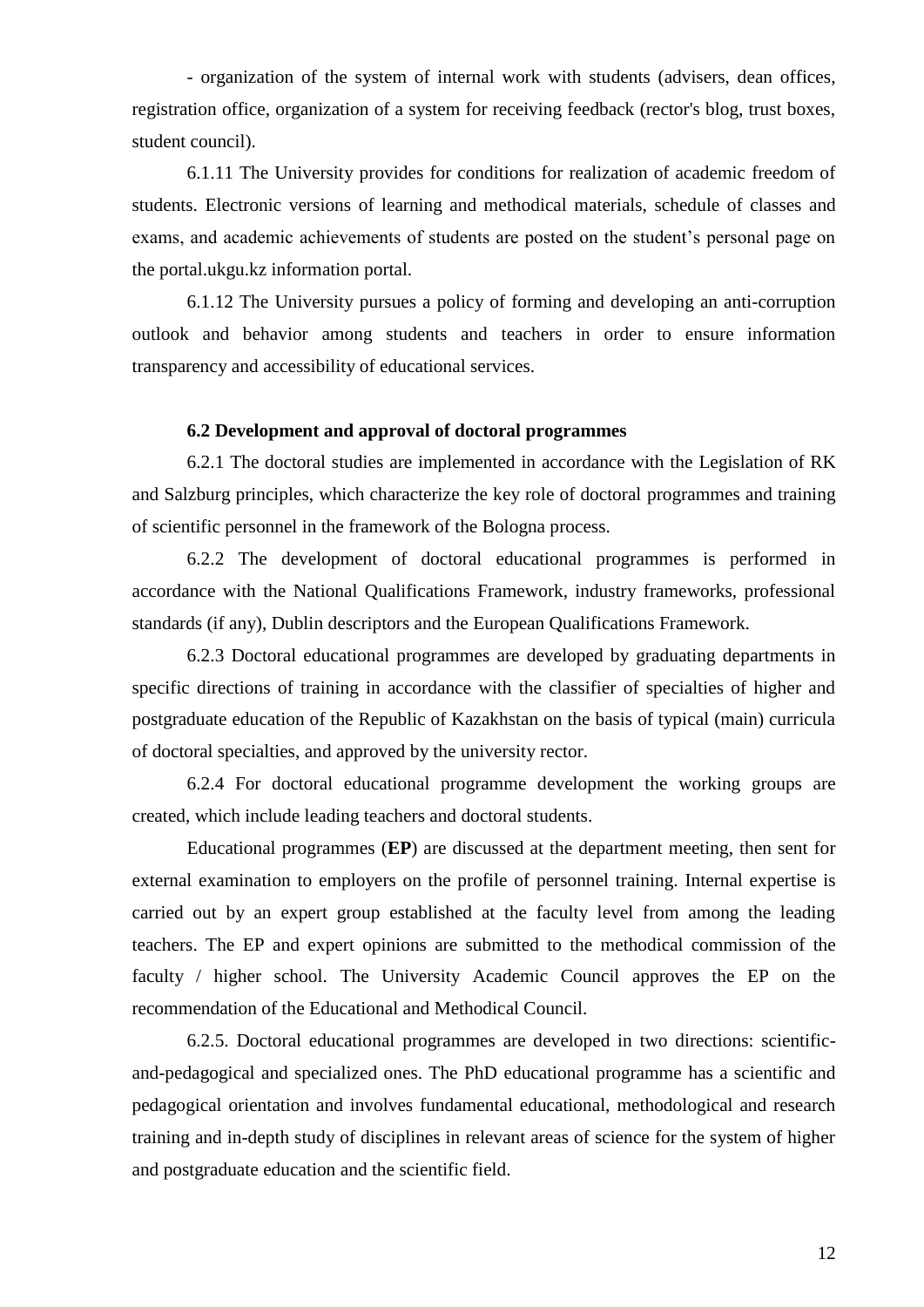- organization of the system of internal work with students (advisers, dean offices, registration office, organization of a system for receiving feedback (rector's blog, trust boxes, student council).

6.1.11 The University provides for conditions for realization of academic freedom of students. Electronic versions of learning and methodical materials, schedule of classes and exams, and academic achievements of students are posted on the student's personal page on the portal.ukgu.kz information portal.

6.1.12 The University pursues a policy of forming and developing an anti-corruption outlook and behavior among students and teachers in order to ensure information transparency and accessibility of educational services.

### 6.2 Development and approval of doctoral programmes

6.2.1 The doctoral studies are implemented in accordance with the Legislation of RK and Salzburg principles, which characterize the key role of doctoral programmes and training of scientific personnel in the framework of the Bologna process.

6.2.2 The development of doctoral educational programmes is performed in accordance with the National Qualifications Framework, industry frameworks, professional standards (if any), Dublin descriptors and the European Qualifications Framework.

6.2.3 Doctoral educational programmes are developed by graduating departments in specific directions of training in accordance with the classifier of specialties of higher and postgraduate education of the Republic of Kazakhstan on the basis of typical (main) curricula of doctoral specialties, and approved by the university rector.

6.2.4 For doctoral educational programme development the working groups are created, which include leading teachers and doctoral students.

Educational programmes (**EP**) are discussed at the department meeting, then sent for external examination to employers on the profile of personnel training. Internal expertise is carried out by an expert group established at the faculty level from among the leading teachers. The EP and expert opinions are submitted to the methodical commission of the faculty / higher school. The University Academic Council approves the EP on the recommendation of the Educational and Methodical Council.

6.2.5. Doctoral educational programmes are developed in two directions: scientific-and-pedagogical and specialized ones. The PhD educational programme has a scientific and pedagogical orientation and involves fundamental educational, methodological and research training and in-depth study of disciplines in relevant areas of science for the system of higher and postgraduate education and the scientific field.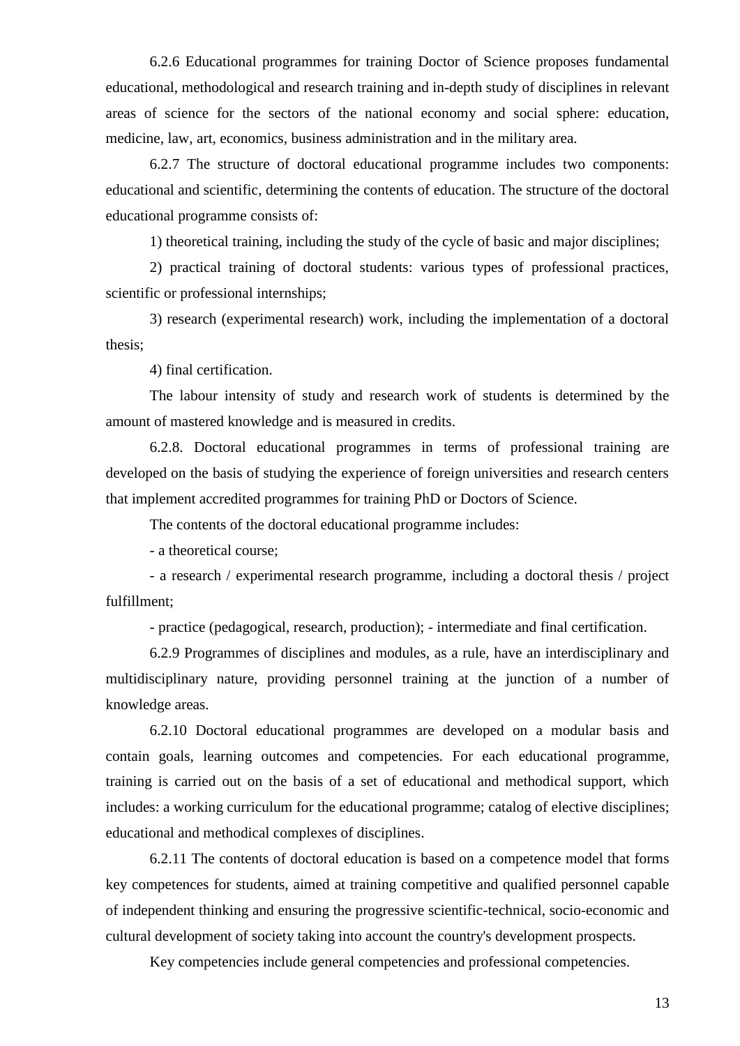6.2.6 Educational programmes for training Doctor of Science proposes fundamental educational, methodological and research training and in-depth study of disciplines in relevant areas of science for the sectors of the national economy and social sphere: education, medicine, law, art, economics, business administration and in the military area.

6.2.7 The structure of doctoral educational programme includes two components: educational and scientific, determining the contents of education. The structure of the doctoral educational programme consists of:

1) theoretical training, including the study of the cycle of basic and major disciplines;

2) practical training of doctoral students: various types of professional practices, scientific or professional internships;

3) research (experimental research) work, including the implementation of a doctoral thesis;

4) final certification.

The labour intensity of study and research work of students is determined by the amount of mastered knowledge and is measured in credits.

6.2.8. Doctoral educational programmes in terms of professional training are developed on the basis of studying the experience of foreign universities and research centers that implement accredited programmes for training PhD or Doctors of Science.

The contents of the doctoral educational programme includes:

- a theoretical course;

- a research / experimental research programme, including a doctoral thesis / project fulfillment;

- practice (pedagogical, research, production); - intermediate and final certification.

6.2.9 Programmes of disciplines and modules, as a rule, have an interdisciplinary and multidisciplinary nature, providing personnel training at the junction of a number of knowledge areas.

6.2.10 Doctoral educational programmes are developed on a modular basis and contain goals, learning outcomes and competencies. For each educational programme, training is carried out on the basis of a set of educational and methodical support, which includes: a working curriculum for the educational programme; catalog of elective disciplines; educational and methodical complexes of disciplines.

6.2.11 The contents of doctoral education is based on a competence model that forms key competences for students, aimed at training competitive and qualified personnel capable of independent thinking and ensuring the progressive scientific-technical, socio-economic and cultural development of society taking into account the country's development prospects.

Key competencies include general competencies and professional competencies.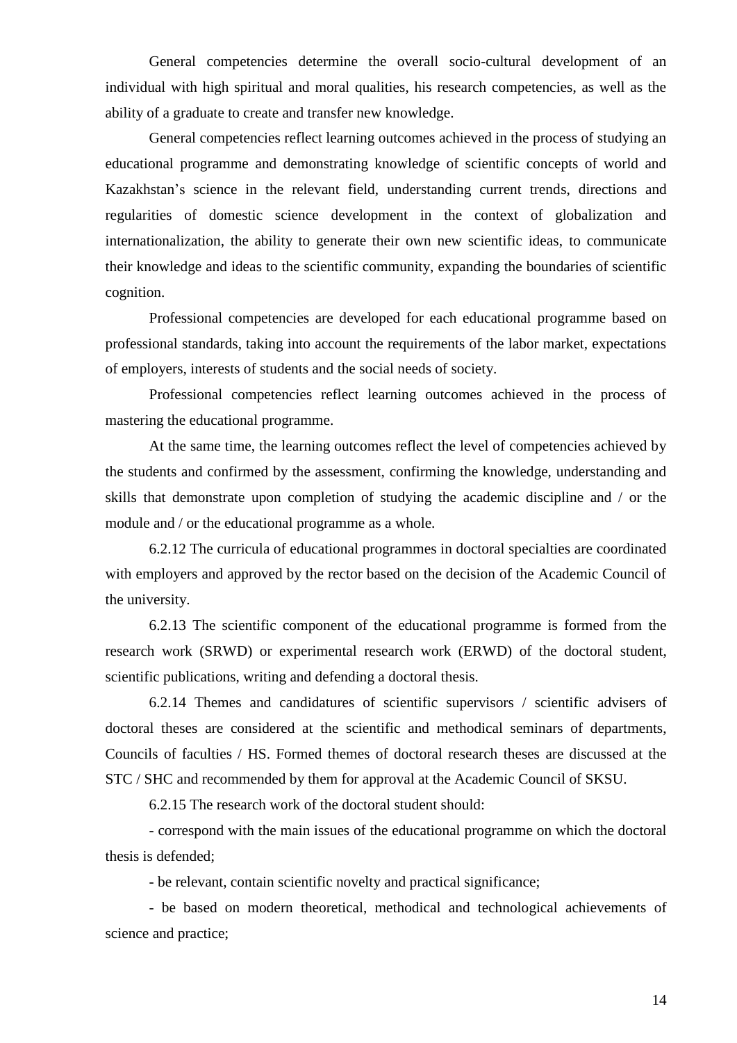General competencies determine the overall socio-cultural development of an individual with high spiritual and moral qualities, his research competencies, as well as the ability of a graduate to create and transfer new knowledge.

General competencies reflect learning outcomes achieved in the process of studying an educational programme and demonstrating knowledge of scientific concepts of world and Kazakhstan's science in the relevant field, understanding current trends, directions and regularities of domestic science development in the context of globalization and internationalization, the ability to generate their own new scientific ideas, to communicate their knowledge and ideas to the scientific community, expanding the boundaries of scientific cognition.

Professional competencies are developed for each educational programme based on professional standards, taking into account the requirements of the labor market, expectations of employers, interests of students and the social needs of society.

Professional competencies reflect learning outcomes achieved in the process of mastering the educational programme.

At the same time, the learning outcomes reflect the level of competencies achieved by the students and confirmed by the assessment, confirming the knowledge, understanding and skills that demonstrate upon completion of studying the academic discipline and / or the module and / or the educational programme as a whole.

6.2.12 The curricula of educational programmes in doctoral specialties are coordinated with employers and approved by the rector based on the decision of the Academic Council of the university.

6.2.13 The scientific component of the educational programme is formed from the research work (SRWD) or experimental research work (ERWD) of the doctoral student, scientific publications, writing and defending a doctoral thesis.

6.2.14 Themes and candidatures of scientific supervisors / scientific advisers of doctoral theses are considered at the scientific and methodical seminars of departments, Councils of faculties / HS. Formed themes of doctoral research theses are discussed at the STC / SHC and recommended by them for approval at the Academic Council of SKSU.

6.2.15 The research work of the doctoral student should:

- correspond with the main issues of the educational programme on which the doctoral thesis is defended;

- be relevant, contain scientific novelty and practical significance;

- be based on modern theoretical, methodical and technological achievements of science and practice;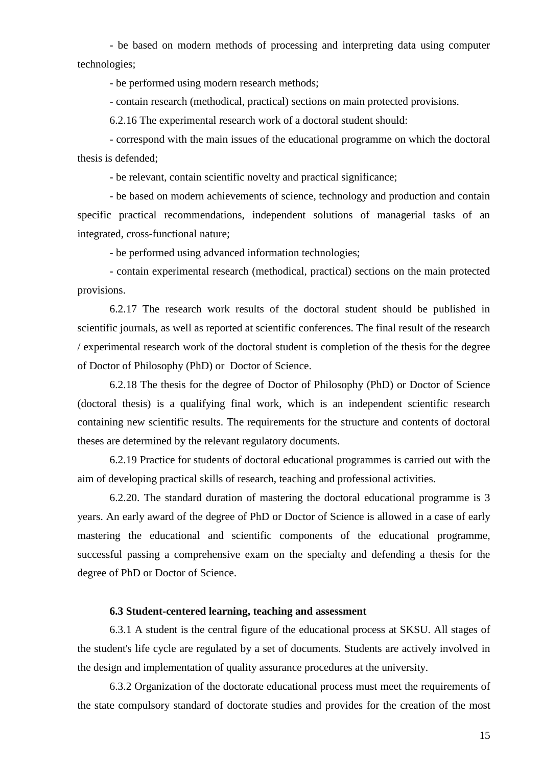- be based on modern methods of processing and interpreting data using computer technologies;

- be performed using modern research methods;

- contain research (methodical, practical) sections on main protected provisions.

6.2.16 The experimental research work of a doctoral student should:

- correspond with the main issues of the educational programme on which the doctoral thesis is defended;

- be relevant, contain scientific novelty and practical significance;

- be based on modern achievements of science, technology and production and contain specific practical recommendations, independent solutions of managerial tasks of an integrated, cross-functional nature;

- be performed using advanced information technologies;

- contain experimental research (methodical, practical) sections on the main protected provisions.

6.2.17 The research work results of the doctoral student should be published in scientific journals, as well as reported at scientific conferences. The final result of the research / experimental research work of the doctoral student is completion of the thesis for the degree of Doctor of Philosophy (PhD) or Doctor of Science.

6.2.18 The thesis for the degree of Doctor of Philosophy (PhD) or Doctor of Science (doctoral thesis) is a qualifying final work, which is an independent scientific research containing new scientific results. The requirements for the structure and contents of doctoral theses are determined by the relevant regulatory documents.

6.2.19 Practice for students of doctoral educational programmes is carried out with the aim of developing practical skills of research, teaching and professional activities.

6.2.20. The standard duration of mastering the doctoral educational programme is 3 years. An early award of the degree of PhD or Doctor of Science is allowed in a case of early mastering the educational and scientific components of the educational programme, successful passing a comprehensive exam on the specialty and defending a thesis for the degree of PhD or Doctor of Science.

**6.3 Student-centered learning, teaching and assessment**

6.3.1 A student is the central figure of the educational process at SKSU. All stages of the student's life cycle are regulated by a set of documents. Students are actively involved in the design and implementation of quality assurance procedures at the university.

6.3.2 Organization of the doctorate educational process must meet the requirements of the state compulsory standard of doctorate studies and provides for the creation of the most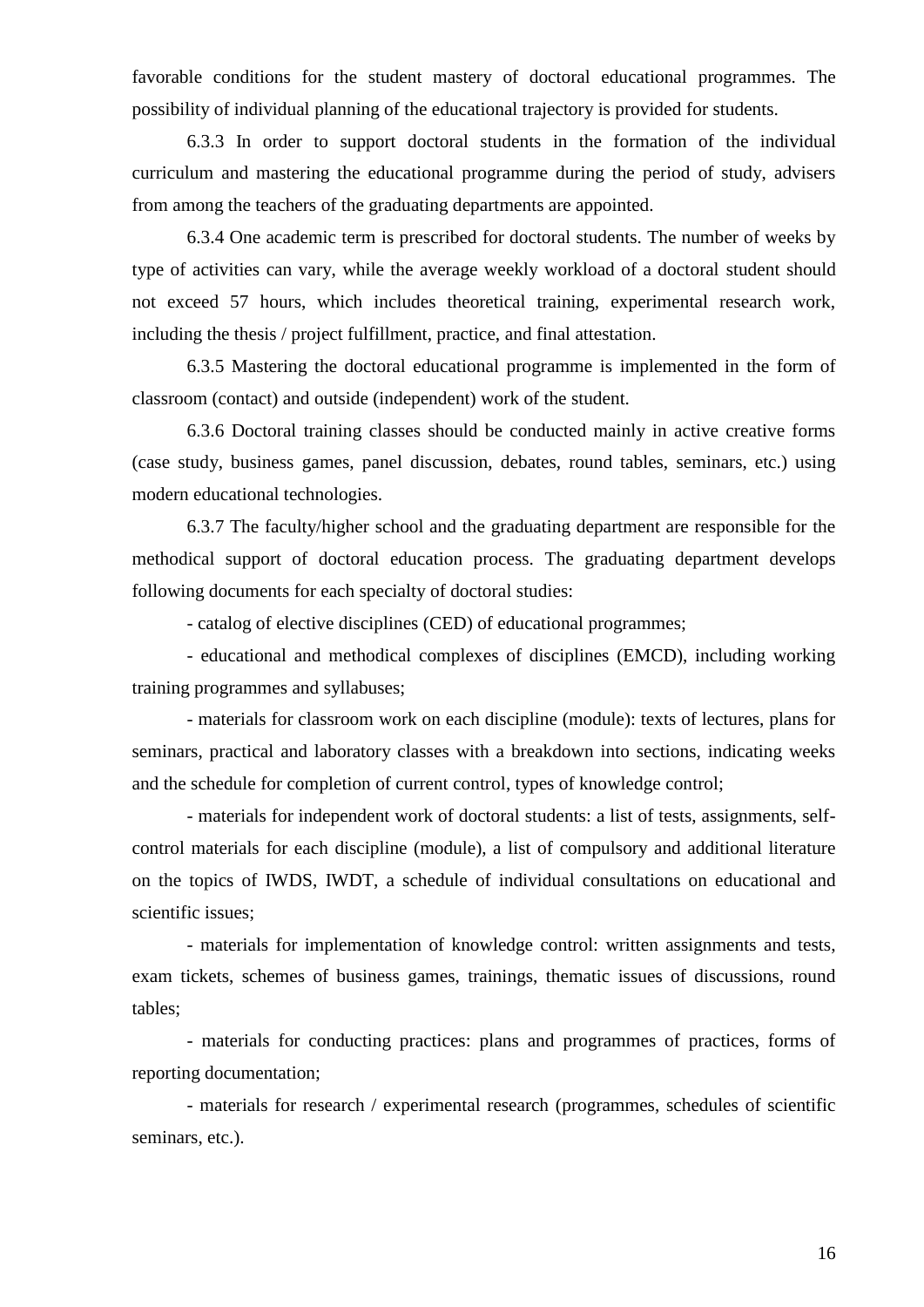favorable conditions for the student mastery of doctoral educational programmes. The possibility of individual planning of the educational trajectory is provided for students.

6.3.3 In order to support doctoral students in the formation of the individual curriculum and mastering the educational programme during the period of study, advisers from among the teachers of the graduating departments are appointed.

6.3.4 One academic term is prescribed for doctoral students. The number of weeks by type of activities can vary, while the average weekly workload of a doctoral student should not exceed 57 hours, which includes theoretical training, experimental research work, including the thesis / project fulfillment, practice, and final attestation.

6.3.5 Mastering the doctoral educational programme is implemented in the form of classroom (contact) and outside (independent) work of the student.

6.3.6 Doctoral training classes should be conducted mainly in active creative forms (case study, business games, panel discussion, debates, round tables, seminars, etc.) using modern educational technologies.

6.3.7 The faculty/higher school and the graduating department are responsible for the methodical support of doctoral education process. The graduating department develops following documents for each specialty of doctoral studies:

- catalog of elective disciplines (CED) of educational programmes;
- educational and methodical complexes of disciplines (EMCD), including working training programmes and syllabuses;
- materials for classroom work on each discipline (module): texts of lectures, plans for seminars, practical and laboratory classes with a breakdown into sections, indicating weeks and the schedule for completion of current control, types of knowledge control;
- materials for independent work of doctoral students: a list of tests, assignments, self-control materials for each discipline (module), a list of compulsory and additional literature on the topics of IWDS, IWDT, a schedule of individual consultations on educational and scientific issues;
- materials for implementation of knowledge control: written assignments and tests, exam tickets, schemes of business games, trainings, thematic issues of discussions, round tables;
- materials for conducting practices: plans and programmes of practices, forms of reporting documentation;
- materials for research / experimental research (programmes, schedules of scientific seminars, etc.).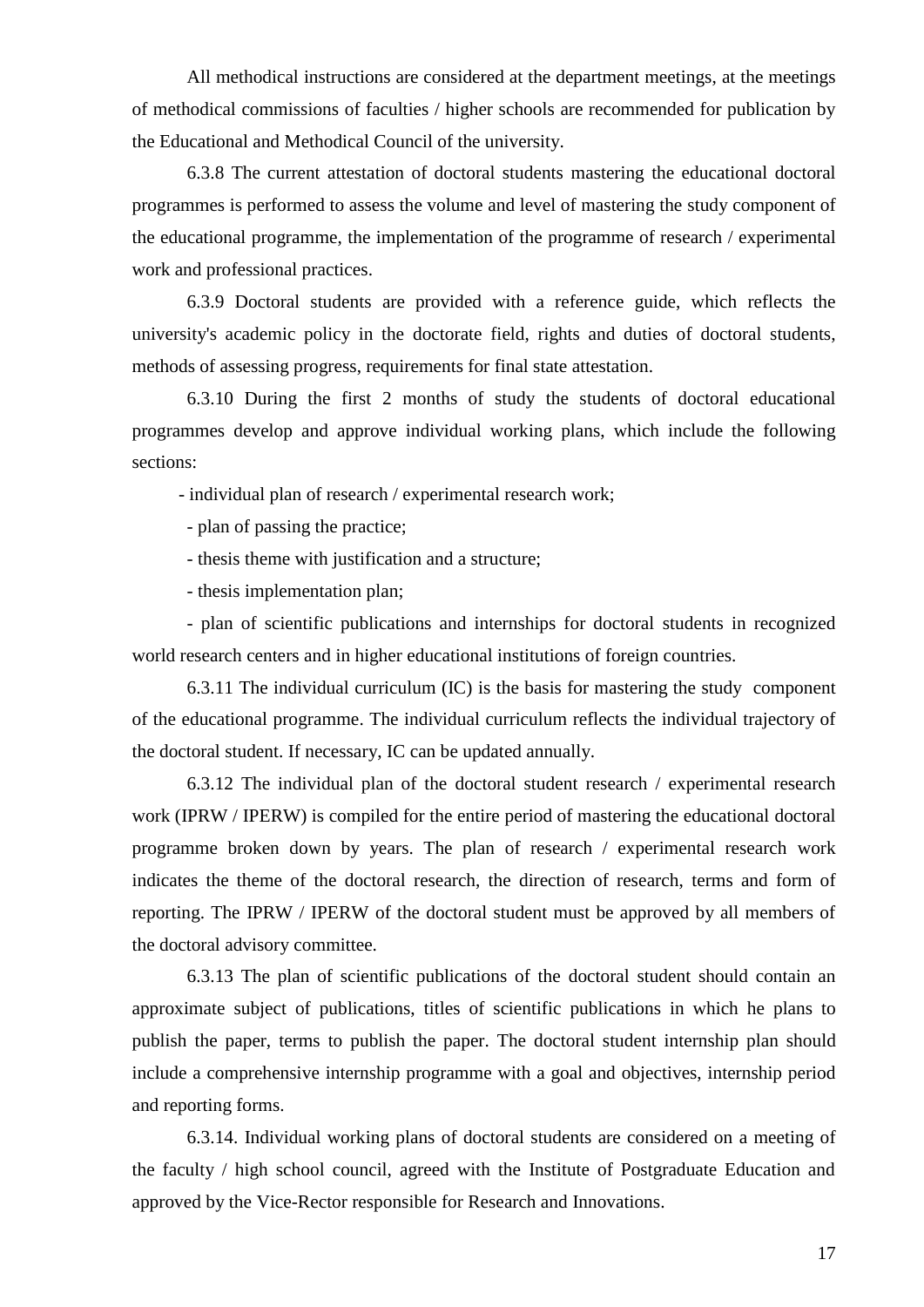All methodical instructions are considered at the department meetings, at the meetings of methodical commissions of faculties / higher schools are recommended for publication by the Educational and Methodical Council of the university.

6.3.8 The current attestation of doctoral students mastering the educational doctoral programmes is performed to assess the volume and level of mastering the study component of the educational programme, the implementation of the programme of research / experimental work and professional practices.

6.3.9 Doctoral students are provided with a reference guide, which reflects the university's academic policy in the doctorate field, rights and duties of doctoral students, methods of assessing progress, requirements for final state attestation.

6.3.10 During the first 2 months of study the students of doctoral educational programmes develop and approve individual working plans, which include the following sections:

- individual plan of research / experimental research work;
- plan of passing the practice;
- thesis theme with justification and a structure;
- thesis implementation plan;
- plan of scientific publications and internships for doctoral students in recognized world research centers and in higher educational institutions of foreign countries.

6.3.11 The individual curriculum (IC) is the basis for mastering the study component of the educational programme. The individual curriculum reflects the individual trajectory of the doctoral student. If necessary, IC can be updated annually.

6.3.12 The individual plan of the doctoral student research / experimental research work (IPRW / IPERW) is compiled for the entire period of mastering the educational doctoral programme broken down by years. The plan of research / experimental research work indicates the theme of the doctoral research, the direction of research, terms and form of reporting. The IPRW / IPERW of the doctoral student must be approved by all members of the doctoral advisory committee.

6.3.13 The plan of scientific publications of the doctoral student should contain an approximate subject of publications, titles of scientific publications in which he plans to publish the paper, terms to publish the paper. The doctoral student internship plan should include a comprehensive internship programme with a goal and objectives, internship period and reporting forms.

6.3.14. Individual working plans of doctoral students are considered on a meeting of the faculty / high school council, agreed with the Institute of Postgraduate Education and approved by the Vice-Rector responsible for Research and Innovations.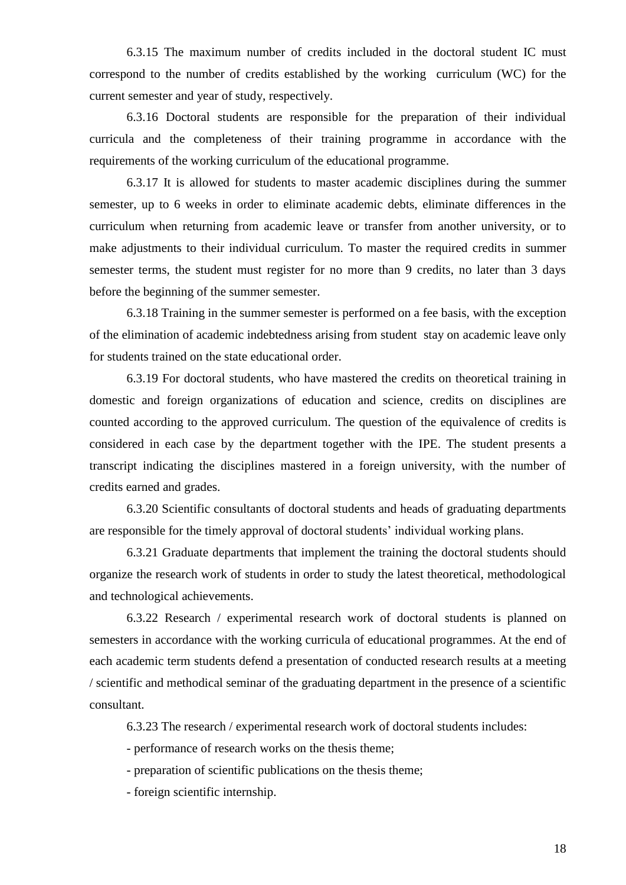6.3.15 The maximum number of credits included in the doctoral student IC must correspond to the number of credits established by the working curriculum (WC) for the current semester and year of study, respectively.

6.3.16 Doctoral students are responsible for the preparation of their individual curricula and the completeness of their training programme in accordance with the requirements of the working curriculum of the educational programme.

6.3.17 It is allowed for students to master academic disciplines during the summer semester, up to 6 weeks in order to eliminate academic debts, eliminate differences in the curriculum when returning from academic leave or transfer from another university, or to make adjustments to their individual curriculum. To master the required credits in summer semester terms, the student must register for no more than 9 credits, no later than 3 days before the beginning of the summer semester.

6.3.18 Training in the summer semester is performed on a fee basis, with the exception of the elimination of academic indebtedness arising from student stay on academic leave only for students trained on the state educational order.

6.3.19 For doctoral students, who have mastered the credits on theoretical training in domestic and foreign organizations of education and science, credits on disciplines are counted according to the approved curriculum. The question of the equivalence of credits is considered in each case by the department together with the IPE. The student presents a transcript indicating the disciplines mastered in a foreign university, with the number of credits earned and grades.

6.3.20 Scientific consultants of doctoral students and heads of graduating departments are responsible for the timely approval of doctoral students' individual working plans.

6.3.21 Graduate departments that implement the training the doctoral students should organize the research work of students in order to study the latest theoretical, methodological and technological achievements.

6.3.22 Research / experimental research work of doctoral students is planned on semesters in accordance with the working curricula of educational programmes. At the end of each academic term students defend a presentation of conducted research results at a meeting / scientific and methodical seminar of the graduating department in the presence of a scientific consultant.

6.3.23 The research / experimental research work of doctoral students includes:

- performance of research works on the thesis theme;
- preparation of scientific publications on the thesis theme;
- foreign scientific internship.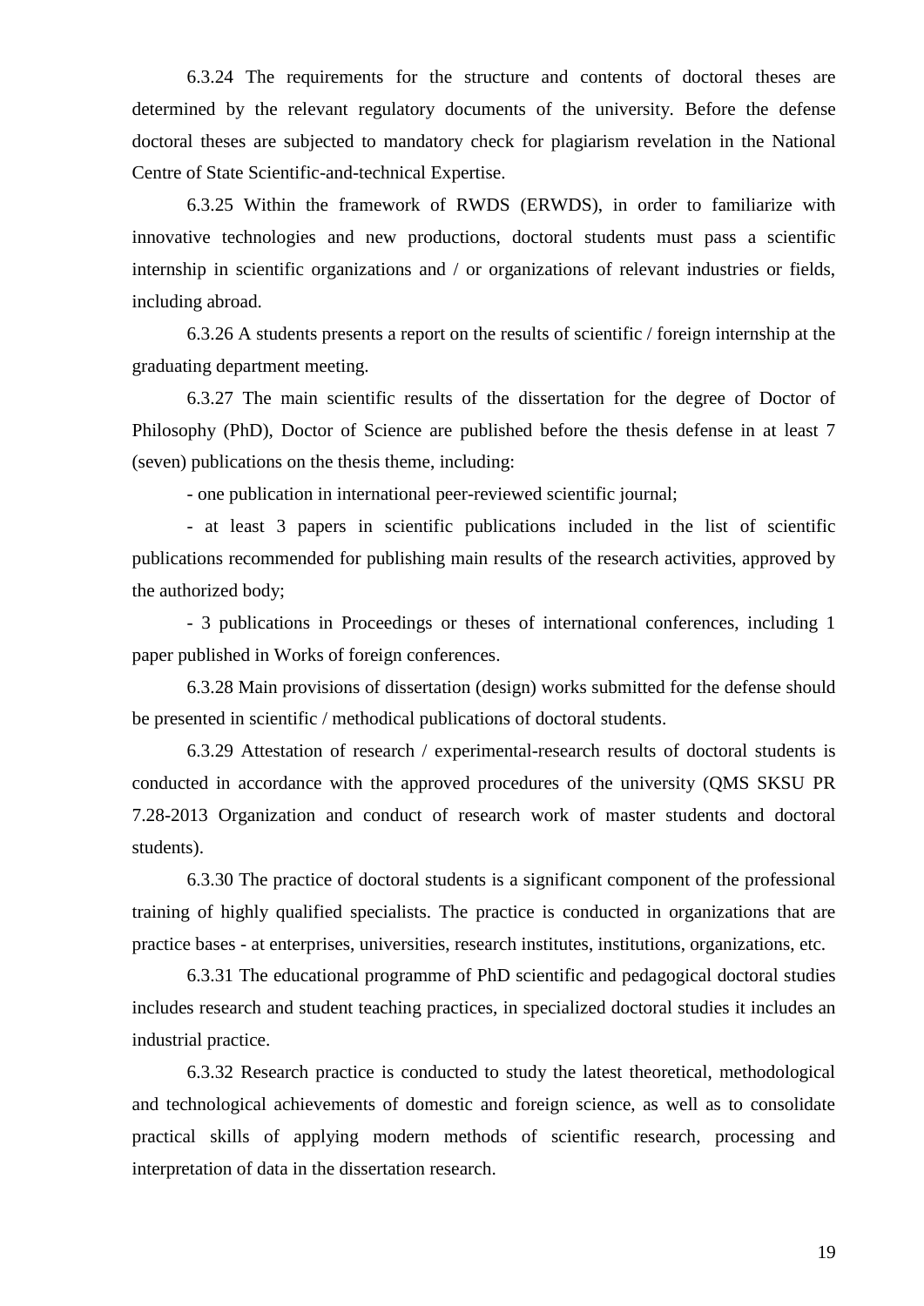6.3.24 The requirements for the structure and contents of doctoral theses are determined by the relevant regulatory documents of the university. Before the defense doctoral theses are subjected to mandatory check for plagiarism revelation in the National Centre of State Scientific-and-technical Expertise.

6.3.25 Within the framework of RWDS (ERWDS), in order to familiarize with innovative technologies and new productions, doctoral students must pass a scientific internship in scientific organizations and / or organizations of relevant industries or fields, including abroad.

6.3.26 A students presents a report on the results of scientific / foreign internship at the graduating department meeting.

6.3.27 The main scientific results of the dissertation for the degree of Doctor of Philosophy (PhD), Doctor of Science are published before the thesis defense in at least 7 (seven) publications on the thesis theme, including:

- one publication in international peer-reviewed scientific journal;
- at least 3 papers in scientific publications included in the list of scientific publications recommended for publishing main results of the research activities, approved by the authorized body;
- 3 publications in Proceedings or theses of international conferences, including 1 paper published in Works of foreign conferences.

6.3.28 Main provisions of dissertation (design) works submitted for the defense should be presented in scientific / methodical publications of doctoral students.

6.3.29 Attestation of research / experimental-research results of doctoral students is conducted in accordance with the approved procedures of the university (QMS SKSU PR 7.28-2013 Organization and conduct of research work of master students and doctoral students).

6.3.30 The practice of doctoral students is a significant component of the professional training of highly qualified specialists. The practice is conducted in organizations that are practice bases - at enterprises, universities, research institutes, institutions, organizations, etc.

6.3.31 The educational programme of PhD scientific and pedagogical doctoral studies includes research and student teaching practices, in specialized doctoral studies it includes an industrial practice.

6.3.32 Research practice is conducted to study the latest theoretical, methodological and technological achievements of domestic and foreign science, as well as to consolidate practical skills of applying modern methods of scientific research, processing and interpretation of data in the dissertation research.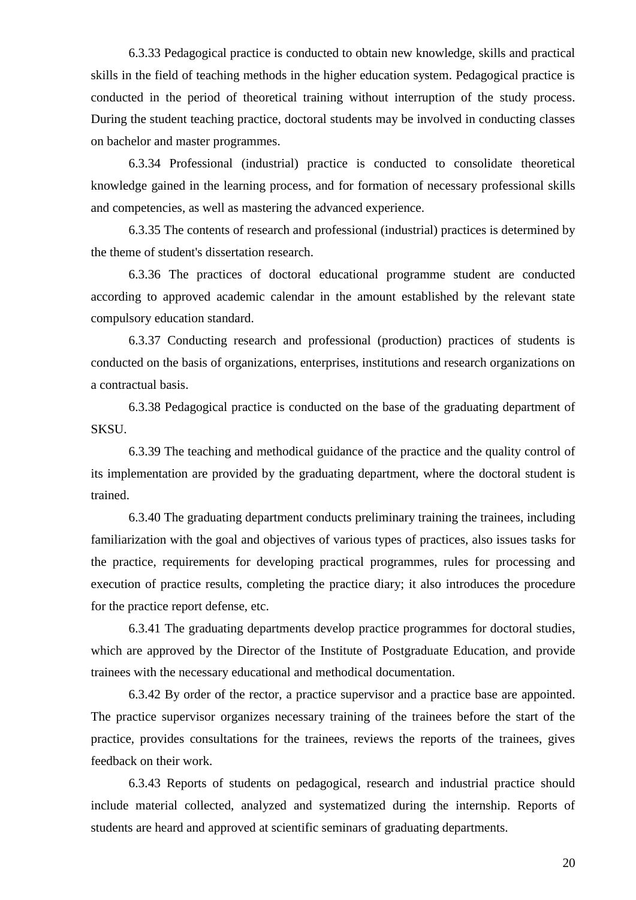6.3.33 Pedagogical practice is conducted to obtain new knowledge, skills and practical skills in the field of teaching methods in the higher education system. Pedagogical practice is conducted in the period of theoretical training without interruption of the study process. During the student teaching practice, doctoral students may be involved in conducting classes on bachelor and master programmes.

6.3.34 Professional (industrial) practice is conducted to consolidate theoretical knowledge gained in the learning process, and for formation of necessary professional skills and competencies, as well as mastering the advanced experience.

6.3.35 The contents of research and professional (industrial) practices is determined by the theme of student's dissertation research.

6.3.36 The practices of doctoral educational programme student are conducted according to approved academic calendar in the amount established by the relevant state compulsory education standard.

6.3.37 Conducting research and professional (production) practices of students is conducted on the basis of organizations, enterprises, institutions and research organizations on a contractual basis.

6.3.38 Pedagogical practice is conducted on the base of the graduating department of SKSU.

6.3.39 The teaching and methodical guidance of the practice and the quality control of its implementation are provided by the graduating department, where the doctoral student is trained.

6.3.40 The graduating department conducts preliminary training the trainees, including familiarization with the goal and objectives of various types of practices, also issues tasks for the practice, requirements for developing practical programmes, rules for processing and execution of practice results, completing the practice diary; it also introduces the procedure for the practice report defense, etc.

6.3.41 The graduating departments develop practice programmes for doctoral studies, which are approved by the Director of the Institute of Postgraduate Education, and provide trainees with the necessary educational and methodical documentation.

6.3.42 By order of the rector, a practice supervisor and a practice base are appointed. The practice supervisor organizes necessary training of the trainees before the start of the practice, provides consultations for the trainees, reviews the reports of the trainees, gives feedback on their work.

6.3.43 Reports of students on pedagogical, research and industrial practice should include material collected, analyzed and systematized during the internship. Reports of students are heard and approved at scientific seminars of graduating departments.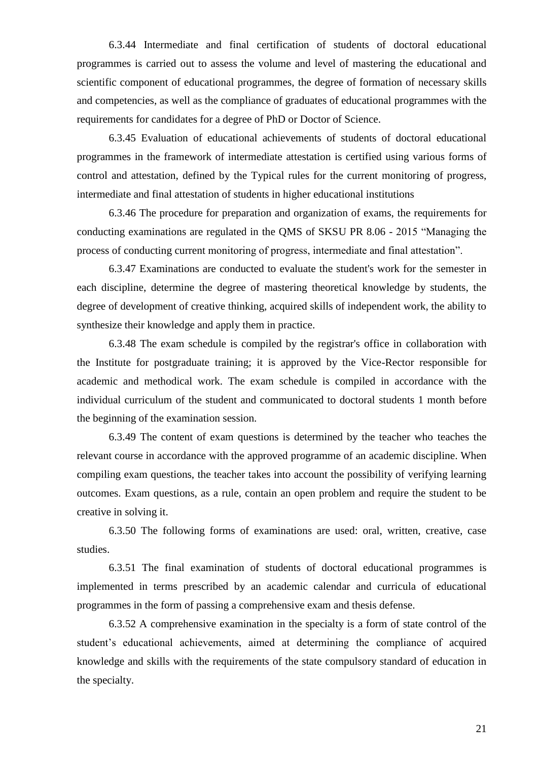6.3.44 Intermediate and final certification of students of doctoral educational programmes is carried out to assess the volume and level of mastering the educational and scientific component of educational programmes, the degree of formation of necessary skills and competencies, as well as the compliance of graduates of educational programmes with the requirements for candidates for a degree of PhD or Doctor of Science.

6.3.45 Evaluation of educational achievements of students of doctoral educational programmes in the framework of intermediate attestation is certified using various forms of control and attestation, defined by the Typical rules for the current monitoring of progress, intermediate and final attestation of students in higher educational institutions

6.3.46 The procedure for preparation and organization of exams, the requirements for conducting examinations are regulated in the QMS of SKSU PR 8.06 - 2015 "Managing the process of conducting current monitoring of progress, intermediate and final attestation".

6.3.47 Examinations are conducted to evaluate the student's work for the semester in each discipline, determine the degree of mastering theoretical knowledge by students, the degree of development of creative thinking, acquired skills of independent work, the ability to synthesize their knowledge and apply them in practice.

6.3.48 The exam schedule is compiled by the registrar's office in collaboration with the Institute for postgraduate training; it is approved by the Vice-Rector responsible for academic and methodical work. The exam schedule is compiled in accordance with the individual curriculum of the student and communicated to doctoral students 1 month before the beginning of the examination session.

6.3.49 The content of exam questions is determined by the teacher who teaches the relevant course in accordance with the approved programme of an academic discipline. When compiling exam questions, the teacher takes into account the possibility of verifying learning outcomes. Exam questions, as a rule, contain an open problem and require the student to be creative in solving it.

6.3.50 The following forms of examinations are used: oral, written, creative, case studies.

6.3.51 The final examination of students of doctoral educational programmes is implemented in terms prescribed by an academic calendar and curricula of educational programmes in the form of passing a comprehensive exam and thesis defense.

6.3.52 A comprehensive examination in the specialty is a form of state control of the student's educational achievements, aimed at determining the compliance of acquired knowledge and skills with the requirements of the state compulsory standard of education in the specialty.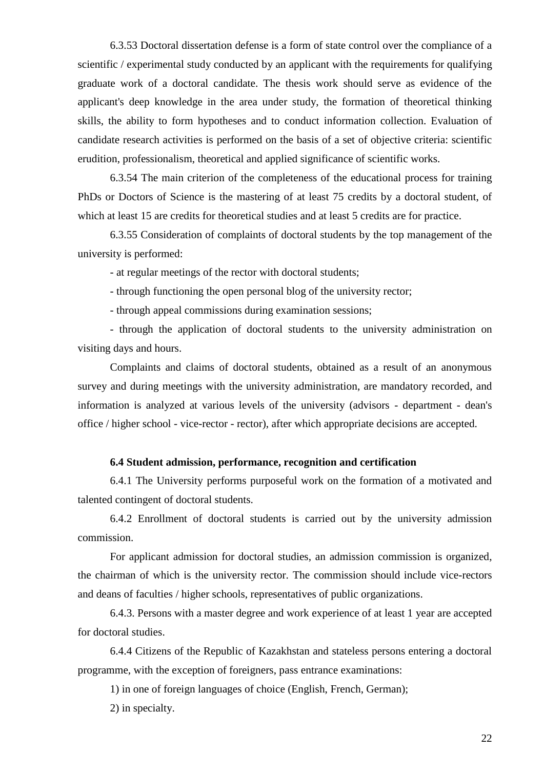6.3.53 Doctoral dissertation defense is a form of state control over the compliance of a scientific / experimental study conducted by an applicant with the requirements for qualifying graduate work of a doctoral candidate. The thesis work should serve as evidence of the applicant's deep knowledge in the area under study, the formation of theoretical thinking skills, the ability to form hypotheses and to conduct information collection. Evaluation of candidate research activities is performed on the basis of a set of objective criteria: scientific erudition, professionalism, theoretical and applied significance of scientific works.

6.3.54 The main criterion of the completeness of the educational process for training PhDs or Doctors of Science is the mastering of at least 75 credits by a doctoral student, of which at least 15 are credits for theoretical studies and at least 5 credits are for practice.

6.3.55 Consideration of complaints of doctoral students by the top management of the university is performed:

- at regular meetings of the rector with doctoral students;
- through functioning the open personal blog of the university rector;
- through appeal commissions during examination sessions;
- through the application of doctoral students to the university administration on visiting days and hours.

Complaints and claims of doctoral students, obtained as a result of an anonymous survey and during meetings with the university administration, are mandatory recorded, and information is analyzed at various levels of the university (advisors - department - dean's office / higher school - vice-rector - rector), after which appropriate decisions are accepted.

### 6.4 Student admission, performance, recognition and certification

6.4.1 The University performs purposeful work on the formation of a motivated and talented contingent of doctoral students.

6.4.2 Enrollment of doctoral students is carried out by the university admission commission.

For applicant admission for doctoral studies, an admission commission is organized, the chairman of which is the university rector. The commission should include vice-rectors and deans of faculties / higher schools, representatives of public organizations.

6.4.3. Persons with a master degree and work experience of at least 1 year are accepted for doctoral studies.

6.4.4 Citizens of the Republic of Kazakhstan and stateless persons entering a doctoral programme, with the exception of foreigners, pass entrance examinations:

1) in one of foreign languages of choice (English, French, German);
2) in specialty.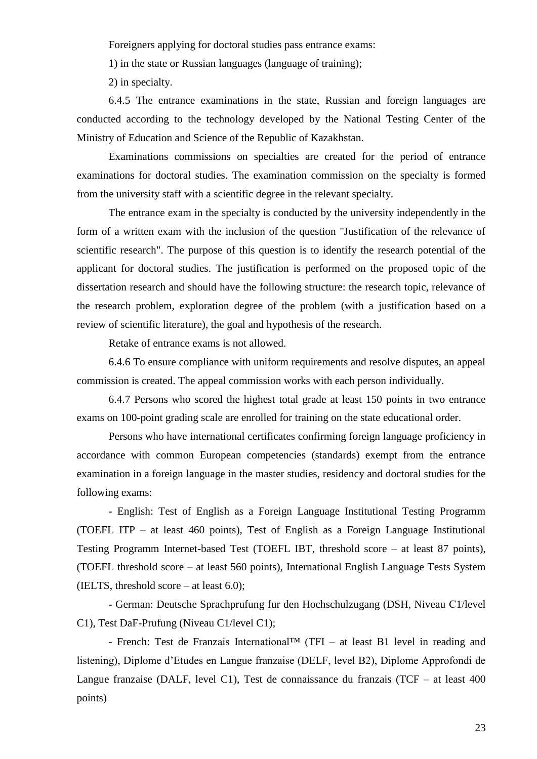Foreigners applying for doctoral studies pass entrance exams:

1) in the state or Russian languages (language of training);

2) in specialty.

6.4.5 The entrance examinations in the state, Russian and foreign languages are conducted according to the technology developed by the National Testing Center of the Ministry of Education and Science of the Republic of Kazakhstan.

Examinations commissions on specialties are created for the period of entrance examinations for doctoral studies. The examination commission on the specialty is formed from the university staff with a scientific degree in the relevant specialty.

The entrance exam in the specialty is conducted by the university independently in the form of a written exam with the inclusion of the question "Justification of the relevance of scientific research". The purpose of this question is to identify the research potential of the applicant for doctoral studies. The justification is performed on the proposed topic of the dissertation research and should have the following structure: the research topic, relevance of the research problem, exploration degree of the problem (with a justification based on a review of scientific literature), the goal and hypothesis of the research.

Retake of entrance exams is not allowed.

6.4.6 To ensure compliance with uniform requirements and resolve disputes, an appeal commission is created. The appeal commission works with each person individually.

6.4.7 Persons who scored the highest total grade at least 150 points in two entrance exams on 100-point grading scale are enrolled for training on the state educational order.

Persons who have international certificates confirming foreign language proficiency in accordance with common European competencies (standards) exempt from the entrance examination in a foreign language in the master studies, residency and doctoral studies for the following exams:

- English: Test of English as a Foreign Language Institutional Testing Programm (TOEFL ITP – at least 460 points), Test of English as a Foreign Language Institutional Testing Programm Internet-based Test (TOEFL IBT, threshold score – at least 87 points), (TOEFL threshold score – at least 560 points), International English Language Tests System (IELTS, threshold score – at least 6.0);
- German: Deutsche Sprachprufung fur den Hochschulzugang (DSH, Niveau C1/level C1), Test DaF-Prufung (Niveau C1/level C1);
- French: Test de Franzais International™ (TFI – at least B1 level in reading and listening), Diplome d'Etudes en Langue franzaise (DELF, level B2), Diplome Approfondi de Langue franzaise (DALF, level C1), Test de connaissance du franzais (TCF – at least 400 points)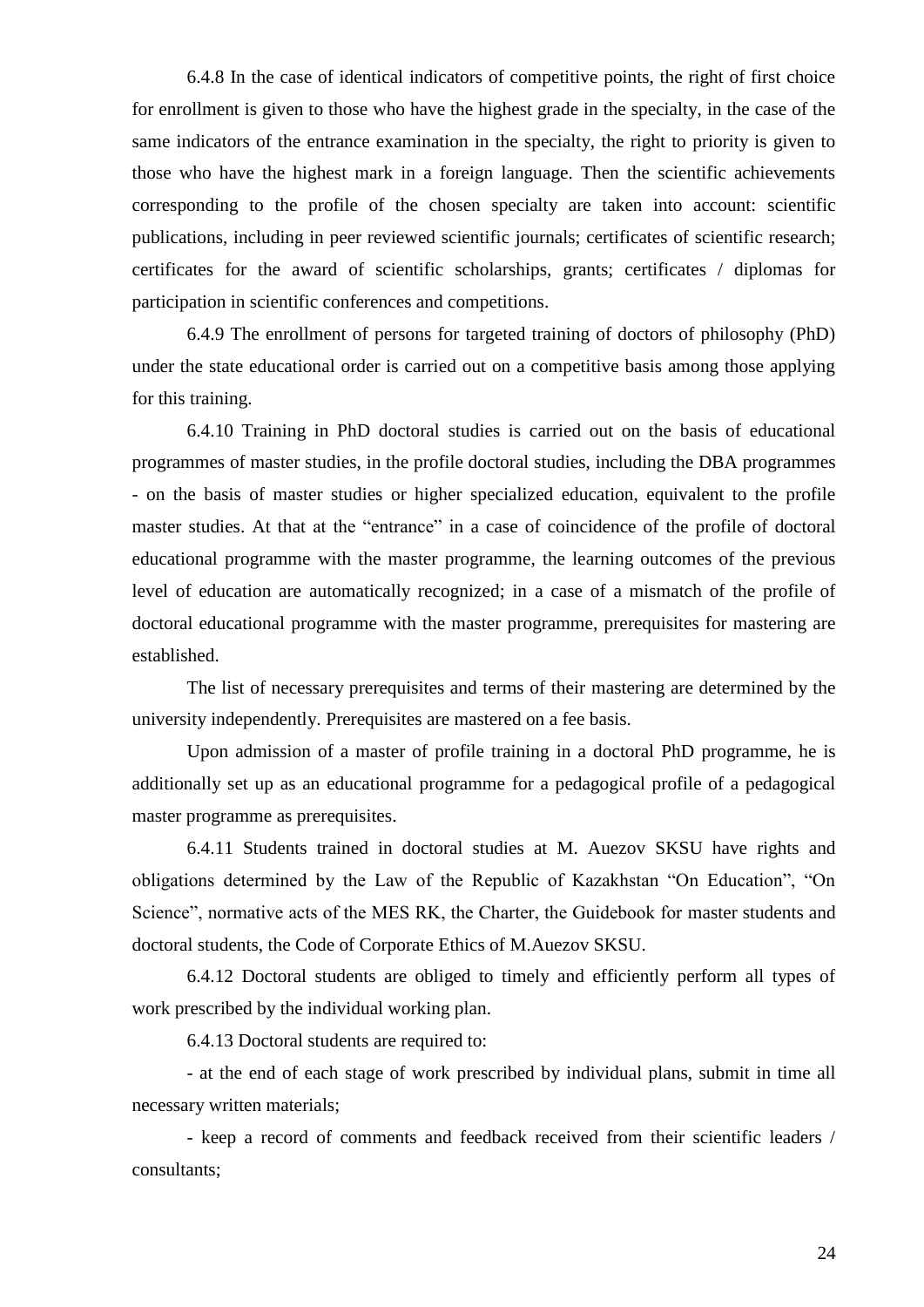6.4.8 In the case of identical indicators of competitive points, the right of first choice for enrollment is given to those who have the highest grade in the specialty, in the case of the same indicators of the entrance examination in the specialty, the right to priority is given to those who have the highest mark in a foreign language. Then the scientific achievements corresponding to the profile of the chosen specialty are taken into account: scientific publications, including in peer reviewed scientific journals; certificates of scientific research; certificates for the award of scientific scholarships, grants; certificates / diplomas for participation in scientific conferences and competitions.

6.4.9 The enrollment of persons for targeted training of doctors of philosophy (PhD) under the state educational order is carried out on a competitive basis among those applying for this training.

6.4.10 Training in PhD doctoral studies is carried out on the basis of educational programmes of master studies, in the profile doctoral studies, including the DBA programmes - on the basis of master studies or higher specialized education, equivalent to the profile master studies. At that at the "entrance" in a case of coincidence of the profile of doctoral educational programme with the master programme, the learning outcomes of the previous level of education are automatically recognized; in a case of a mismatch of the profile of doctoral educational programme with the master programme, prerequisites for mastering are established.

The list of necessary prerequisites and terms of their mastering are determined by the university independently. Prerequisites are mastered on a fee basis.

Upon admission of a master of profile training in a doctoral PhD programme, he is additionally set up as an educational programme for a pedagogical profile of a pedagogical master programme as prerequisites.

6.4.11 Students trained in doctoral studies at M. Auezov SKSU have rights and obligations determined by the Law of the Republic of Kazakhstan "On Education", "On Science", normative acts of the MES RK, the Charter, the Guidebook for master students and doctoral students, the Code of Corporate Ethics of M.Auezov SKSU.

6.4.12 Doctoral students are obliged to timely and efficiently perform all types of work prescribed by the individual working plan.

6.4.13 Doctoral students are required to:

- at the end of each stage of work prescribed by individual plans, submit in time all necessary written materials;

- keep a record of comments and feedback received from their scientific leaders / consultants;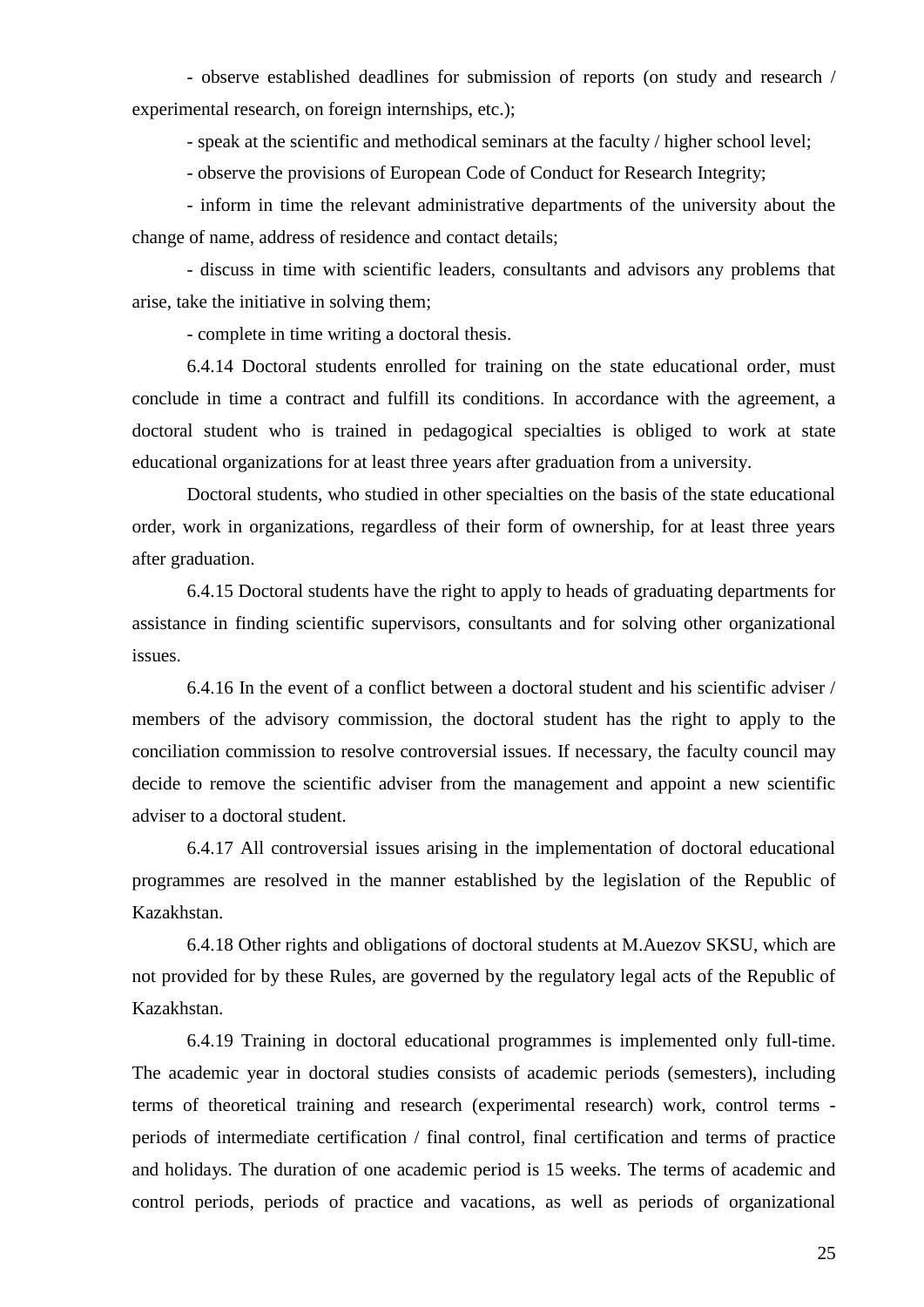- observe established deadlines for submission of reports (on study and research / experimental research, on foreign internships, etc.);

- speak at the scientific and methodical seminars at the faculty / higher school level;

- observe the provisions of European Code of Conduct for Research Integrity;

- inform in time the relevant administrative departments of the university about the change of name, address of residence and contact details;

- discuss in time with scientific leaders, consultants and advisors any problems that arise, take the initiative in solving them;

- complete in time writing a doctoral thesis.

6.4.14 Doctoral students enrolled for training on the state educational order, must conclude in time a contract and fulfill its conditions. In accordance with the agreement, a doctoral student who is trained in pedagogical specialties is obliged to work at state educational organizations for at least three years after graduation from a university.

Doctoral students, who studied in other specialties on the basis of the state educational order, work in organizations, regardless of their form of ownership, for at least three years after graduation.

6.4.15 Doctoral students have the right to apply to heads of graduating departments for assistance in finding scientific supervisors, consultants and for solving other organizational issues.

6.4.16 In the event of a conflict between a doctoral student and his scientific adviser / members of the advisory commission, the doctoral student has the right to apply to the conciliation commission to resolve controversial issues. If necessary, the faculty council may decide to remove the scientific adviser from the management and appoint a new scientific adviser to a doctoral student.

6.4.17 All controversial issues arising in the implementation of doctoral educational programmes are resolved in the manner established by the legislation of the Republic of Kazakhstan.

6.4.18 Other rights and obligations of doctoral students at M.Auezov SKSU, which are not provided for by these Rules, are governed by the regulatory legal acts of the Republic of Kazakhstan.

6.4.19 Training in doctoral educational programmes is implemented only full-time. The academic year in doctoral studies consists of academic periods (semesters), including terms of theoretical training and research (experimental research) work, control terms - periods of intermediate certification / final control, final certification and terms of practice and holidays. The duration of one academic period is 15 weeks. The terms of academic and control periods, periods of practice and vacations, as well as periods of organizational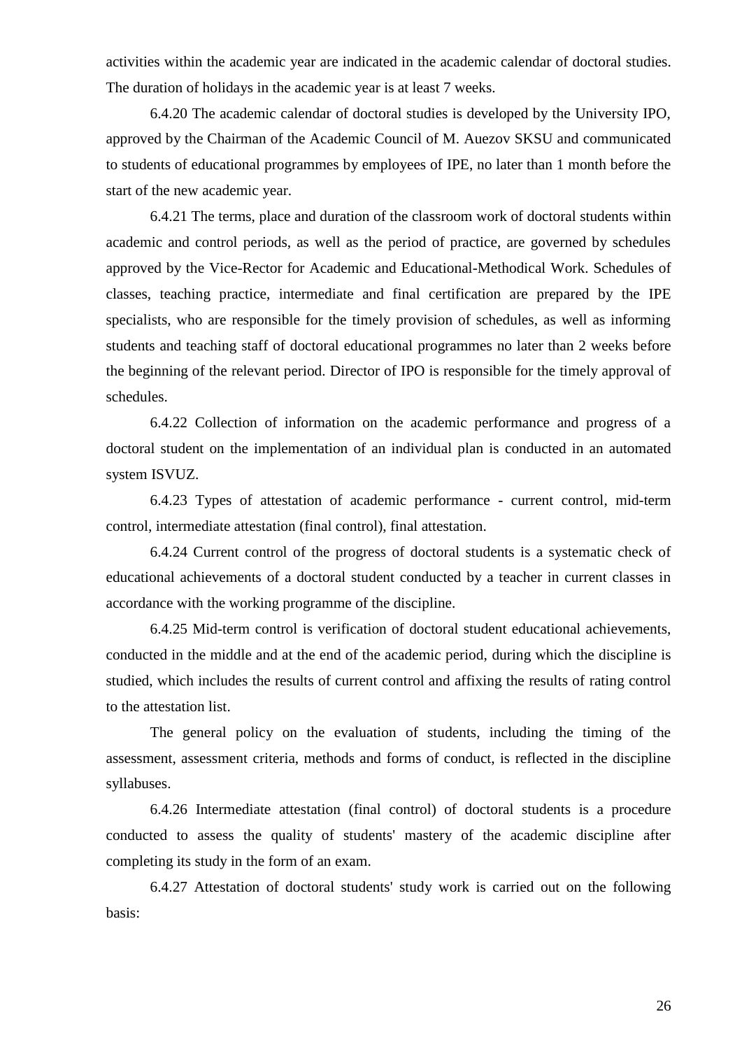activities within the academic year are indicated in the academic calendar of doctoral studies. The duration of holidays in the academic year is at least 7 weeks.

6.4.20 The academic calendar of doctoral studies is developed by the University IPO, approved by the Chairman of the Academic Council of M. Auezov SKSU and communicated to students of educational programmes by employees of IPE, no later than 1 month before the start of the new academic year.

6.4.21 The terms, place and duration of the classroom work of doctoral students within academic and control periods, as well as the period of practice, are governed by schedules approved by the Vice-Rector for Academic and Educational-Methodical Work. Schedules of classes, teaching practice, intermediate and final certification are prepared by the IPE specialists, who are responsible for the timely provision of schedules, as well as informing students and teaching staff of doctoral educational programmes no later than 2 weeks before the beginning of the relevant period. Director of IPO is responsible for the timely approval of schedules.

6.4.22 Collection of information on the academic performance and progress of a doctoral student on the implementation of an individual plan is conducted in an automated system ISVUZ.

6.4.23 Types of attestation of academic performance - current control, mid-term control, intermediate attestation (final control), final attestation.

6.4.24 Current control of the progress of doctoral students is a systematic check of educational achievements of a doctoral student conducted by a teacher in current classes in accordance with the working programme of the discipline.

6.4.25 Mid-term control is verification of doctoral student educational achievements, conducted in the middle and at the end of the academic period, during which the discipline is studied, which includes the results of current control and affixing the results of rating control to the attestation list.

The general policy on the evaluation of students, including the timing of the assessment, assessment criteria, methods and forms of conduct, is reflected in the discipline syllabuses.

6.4.26 Intermediate attestation (final control) of doctoral students is a procedure conducted to assess the quality of students' mastery of the academic discipline after completing its study in the form of an exam.

6.4.27 Attestation of doctoral students' study work is carried out on the following basis: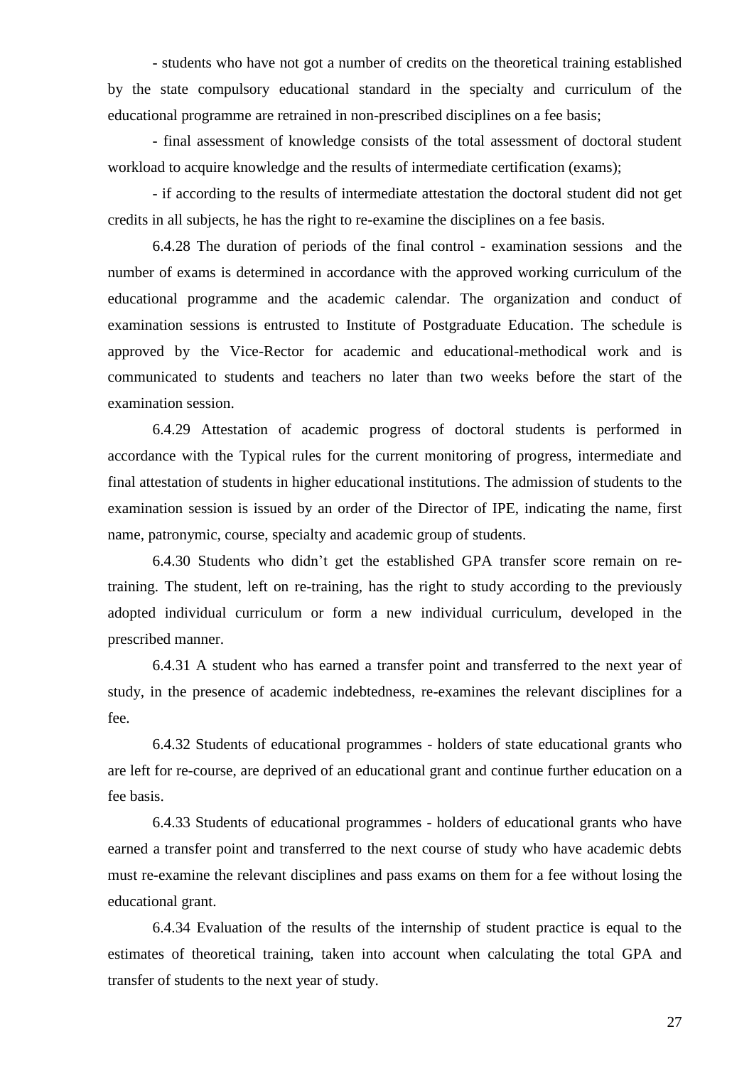- students who have not got a number of credits on the theoretical training established by the state compulsory educational standard in the specialty and curriculum of the educational programme are retrained in non-prescribed disciplines on a fee basis;

- final assessment of knowledge consists of the total assessment of doctoral student workload to acquire knowledge and the results of intermediate certification (exams);

- if according to the results of intermediate attestation the doctoral student did not get credits in all subjects, he has the right to re-examine the disciplines on a fee basis.

6.4.28 The duration of periods of the final control - examination sessions and the number of exams is determined in accordance with the approved working curriculum of the educational programme and the academic calendar. The organization and conduct of examination sessions is entrusted to Institute of Postgraduate Education. The schedule is approved by the Vice-Rector for academic and educational-methodical work and is communicated to students and teachers no later than two weeks before the start of the examination session.

6.4.29 Attestation of academic progress of doctoral students is performed in accordance with the Typical rules for the current monitoring of progress, intermediate and final attestation of students in higher educational institutions. The admission of students to the examination session is issued by an order of the Director of IPE, indicating the name, first name, patronymic, course, specialty and academic group of students.

6.4.30 Students who didn't get the established GPA transfer score remain on re-training. The student, left on re-training, has the right to study according to the previously adopted individual curriculum or form a new individual curriculum, developed in the prescribed manner.

6.4.31 A student who has earned a transfer point and transferred to the next year of study, in the presence of academic indebtedness, re-examines the relevant disciplines for a fee.

6.4.32 Students of educational programmes - holders of state educational grants who are left for re-course, are deprived of an educational grant and continue further education on a fee basis.

6.4.33 Students of educational programmes - holders of educational grants who have earned a transfer point and transferred to the next course of study who have academic debts must re-examine the relevant disciplines and pass exams on them for a fee without losing the educational grant.

6.4.34 Evaluation of the results of the internship of student practice is equal to the estimates of theoretical training, taken into account when calculating the total GPA and transfer of students to the next year of study.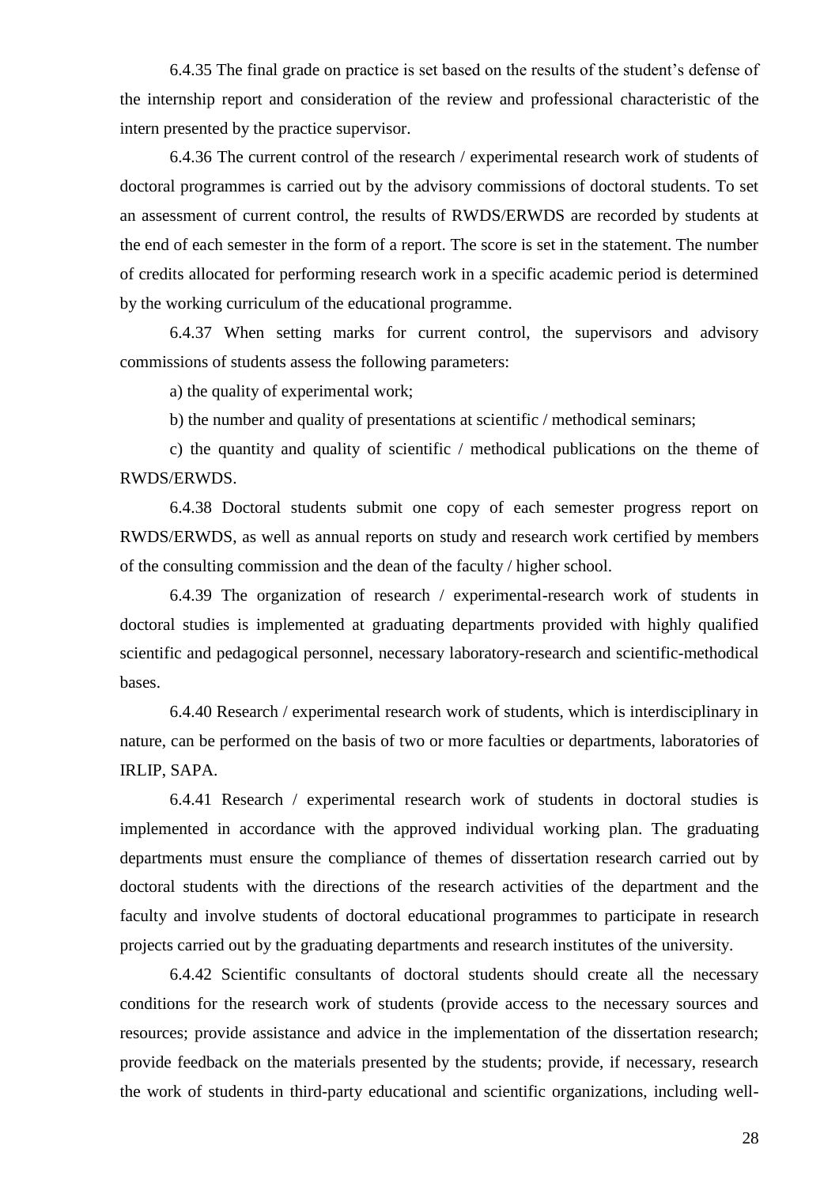6.4.35 The final grade on practice is set based on the results of the student's defense of the internship report and consideration of the review and professional characteristic of the intern presented by the practice supervisor.

6.4.36 The current control of the research / experimental research work of students of doctoral programmes is carried out by the advisory commissions of doctoral students. To set an assessment of current control, the results of RWDS/ERWDS are recorded by students at the end of each semester in the form of a report. The score is set in the statement. The number of credits allocated for performing research work in a specific academic period is determined by the working curriculum of the educational programme.

6.4.37 When setting marks for current control, the supervisors and advisory commissions of students assess the following parameters:

a) the quality of experimental work;

b) the number and quality of presentations at scientific / methodical seminars;

c) the quantity and quality of scientific / methodical publications on the theme of RWDS/ERWDS.

6.4.38 Doctoral students submit one copy of each semester progress report on RWDS/ERWDS, as well as annual reports on study and research work certified by members of the consulting commission and the dean of the faculty / higher school.

6.4.39 The organization of research / experimental-research work of students in doctoral studies is implemented at graduating departments provided with highly qualified scientific and pedagogical personnel, necessary laboratory-research and scientific-methodical bases.

6.4.40 Research / experimental research work of students, which is interdisciplinary in nature, can be performed on the basis of two or more faculties or departments, laboratories of IRLIP, SAPA.

6.4.41 Research / experimental research work of students in doctoral studies is implemented in accordance with the approved individual working plan. The graduating departments must ensure the compliance of themes of dissertation research carried out by doctoral students with the directions of the research activities of the department and the faculty and involve students of doctoral educational programmes to participate in research projects carried out by the graduating departments and research institutes of the university.

6.4.42 Scientific consultants of doctoral students should create all the necessary conditions for the research work of students (provide access to the necessary sources and resources; provide assistance and advice in the implementation of the dissertation research; provide feedback on the materials presented by the students; provide, if necessary, research the work of students in third-party educational and scientific organizations, including well-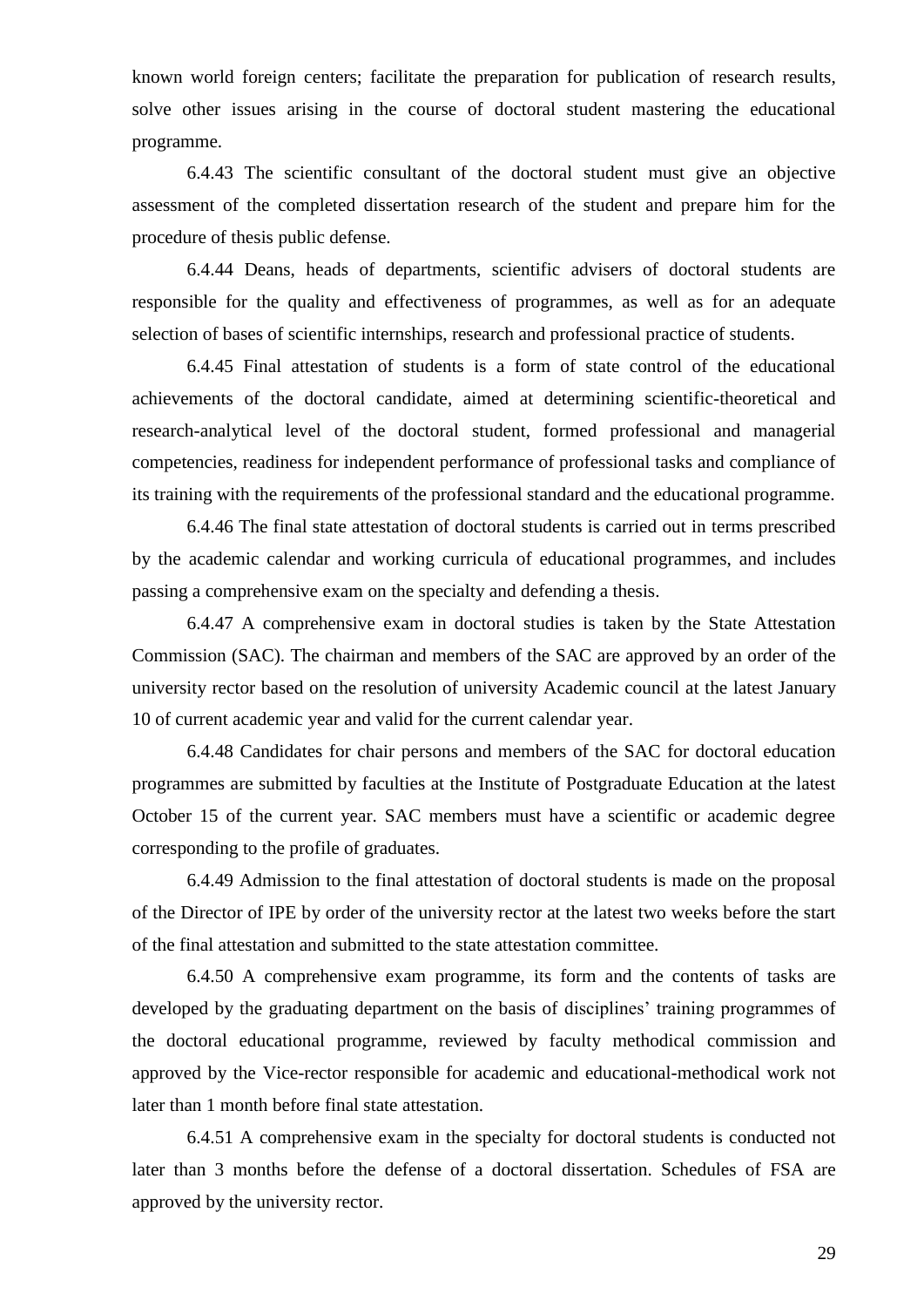known world foreign centers; facilitate the preparation for publication of research results, solve other issues arising in the course of doctoral student mastering the educational programme.

6.4.43 The scientific consultant of the doctoral student must give an objective assessment of the completed dissertation research of the student and prepare him for the procedure of thesis public defense.

6.4.44 Deans, heads of departments, scientific advisers of doctoral students are responsible for the quality and effectiveness of programmes, as well as for an adequate selection of bases of scientific internships, research and professional practice of students.

6.4.45 Final attestation of students is a form of state control of the educational achievements of the doctoral candidate, aimed at determining scientific-theoretical and research-analytical level of the doctoral student, formed professional and managerial competencies, readiness for independent performance of professional tasks and compliance of its training with the requirements of the professional standard and the educational programme.

6.4.46 The final state attestation of doctoral students is carried out in terms prescribed by the academic calendar and working curricula of educational programmes, and includes passing a comprehensive exam on the specialty and defending a thesis.

6.4.47 A comprehensive exam in doctoral studies is taken by the State Attestation Commission (SAC). The chairman and members of the SAC are approved by an order of the university rector based on the resolution of university Academic council at the latest January 10 of current academic year and valid for the current calendar year.

6.4.48 Candidates for chair persons and members of the SAC for doctoral education programmes are submitted by faculties at the Institute of Postgraduate Education at the latest October 15 of the current year. SAC members must have a scientific or academic degree corresponding to the profile of graduates.

6.4.49 Admission to the final attestation of doctoral students is made on the proposal of the Director of IPE by order of the university rector at the latest two weeks before the start of the final attestation and submitted to the state attestation committee.

6.4.50 A comprehensive exam programme, its form and the contents of tasks are developed by the graduating department on the basis of disciplines' training programmes of the doctoral educational programme, reviewed by faculty methodical commission and approved by the Vice-rector responsible for academic and educational-methodical work not later than 1 month before final state attestation.

6.4.51 A comprehensive exam in the specialty for doctoral students is conducted not later than 3 months before the defense of a doctoral dissertation. Schedules of FSA are approved by the university rector.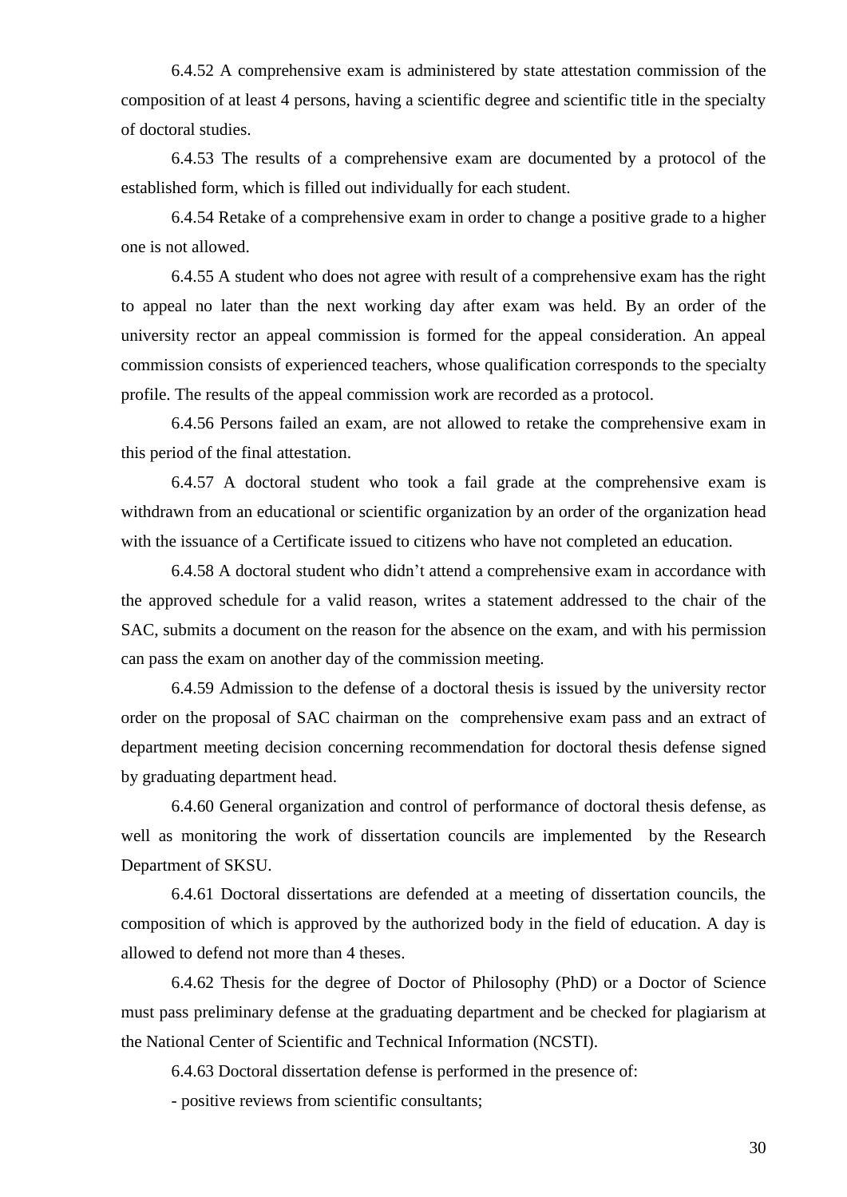6.4.52 A comprehensive exam is administered by state attestation commission of the composition of at least 4 persons, having a scientific degree and scientific title in the specialty of doctoral studies.

6.4.53 The results of a comprehensive exam are documented by a protocol of the established form, which is filled out individually for each student.

6.4.54 Retake of a comprehensive exam in order to change a positive grade to a higher one is not allowed.

6.4.55 A student who does not agree with result of a comprehensive exam has the right to appeal no later than the next working day after exam was held. By an order of the university rector an appeal commission is formed for the appeal consideration. An appeal commission consists of experienced teachers, whose qualification corresponds to the specialty profile. The results of the appeal commission work are recorded as a protocol.

6.4.56 Persons failed an exam, are not allowed to retake the comprehensive exam in this period of the final attestation.

6.4.57 A doctoral student who took a fail grade at the comprehensive exam is withdrawn from an educational or scientific organization by an order of the organization head with the issuance of a Certificate issued to citizens who have not completed an education.

6.4.58 A doctoral student who didn't attend a comprehensive exam in accordance with the approved schedule for a valid reason, writes a statement addressed to the chair of the SAC, submits a document on the reason for the absence on the exam, and with his permission can pass the exam on another day of the commission meeting.

6.4.59 Admission to the defense of a doctoral thesis is issued by the university rector order on the proposal of SAC chairman on the comprehensive exam pass and an extract of department meeting decision concerning recommendation for doctoral thesis defense signed by graduating department head.

6.4.60 General organization and control of performance of doctoral thesis defense, as well as monitoring the work of dissertation councils are implemented by the Research Department of SKSU.

6.4.61 Doctoral dissertations are defended at a meeting of dissertation councils, the composition of which is approved by the authorized body in the field of education. A day is allowed to defend not more than 4 theses.

6.4.62 Thesis for the degree of Doctor of Philosophy (PhD) or a Doctor of Science must pass preliminary defense at the graduating department and be checked for plagiarism at the National Center of Scientific and Technical Information (NCSTI).

6.4.63 Doctoral dissertation defense is performed in the presence of:

- positive reviews from scientific consultants;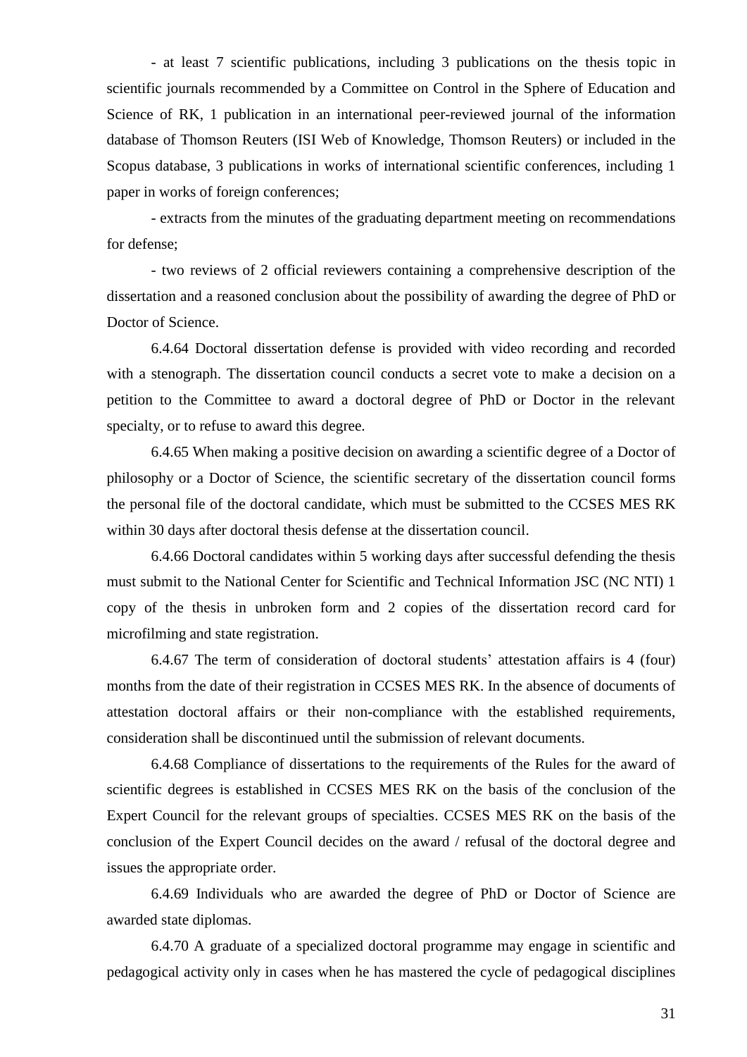- at least 7 scientific publications, including 3 publications on the thesis topic in scientific journals recommended by a Committee on Control in the Sphere of Education and Science of RK, 1 publication in an international peer-reviewed journal of the information database of Thomson Reuters (ISI Web of Knowledge, Thomson Reuters) or included in the Scopus database, 3 publications in works of international scientific conferences, including 1 paper in works of foreign conferences;

- extracts from the minutes of the graduating department meeting on recommendations for defense;

- two reviews of 2 official reviewers containing a comprehensive description of the dissertation and a reasoned conclusion about the possibility of awarding the degree of PhD or Doctor of Science.

6.4.64 Doctoral dissertation defense is provided with video recording and recorded with a stenograph. The dissertation council conducts a secret vote to make a decision on a petition to the Committee to award a doctoral degree of PhD or Doctor in the relevant specialty, or to refuse to award this degree.

6.4.65 When making a positive decision on awarding a scientific degree of a Doctor of philosophy or a Doctor of Science, the scientific secretary of the dissertation council forms the personal file of the doctoral candidate, which must be submitted to the CCSES MES RK within 30 days after doctoral thesis defense at the dissertation council.

6.4.66 Doctoral candidates within 5 working days after successful defending the thesis must submit to the National Center for Scientific and Technical Information JSC (NC NTI) 1 copy of the thesis in unbroken form and 2 copies of the dissertation record card for microfilming and state registration.

6.4.67 The term of consideration of doctoral students' attestation affairs is 4 (four) months from the date of their registration in CCSES MES RK. In the absence of documents of attestation doctoral affairs or their non-compliance with the established requirements, consideration shall be discontinued until the submission of relevant documents.

6.4.68 Compliance of dissertations to the requirements of the Rules for the award of scientific degrees is established in CCSES MES RK on the basis of the conclusion of the Expert Council for the relevant groups of specialties. CCSES MES RK on the basis of the conclusion of the Expert Council decides on the award / refusal of the doctoral degree and issues the appropriate order.

6.4.69 Individuals who are awarded the degree of PhD or Doctor of Science are awarded state diplomas.

6.4.70 A graduate of a specialized doctoral programme may engage in scientific and pedagogical activity only in cases when he has mastered the cycle of pedagogical disciplines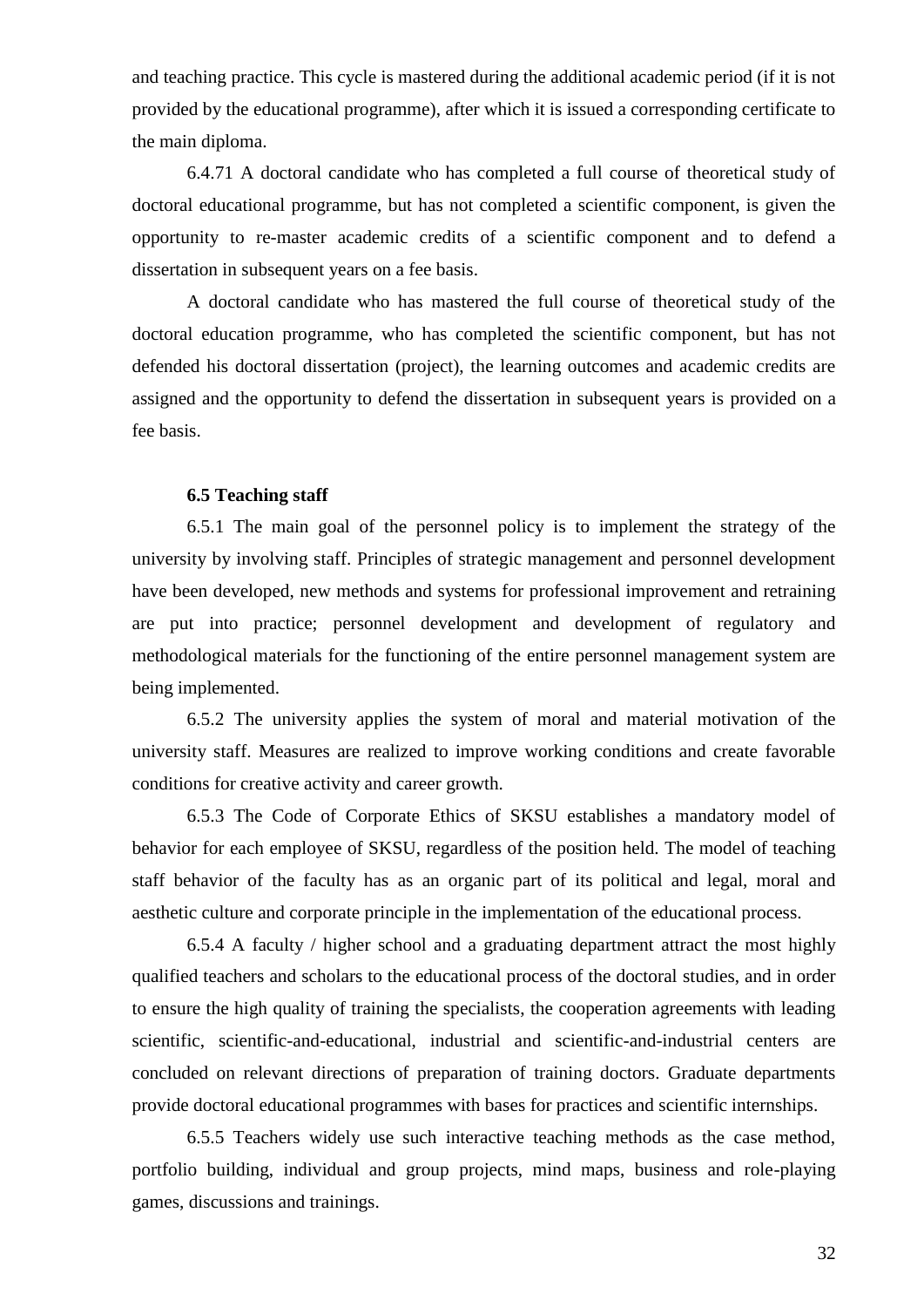and teaching practice. This cycle is mastered during the additional academic period (if it is not provided by the educational programme), after which it is issued a corresponding certificate to the main diploma.

6.4.71 A doctoral candidate who has completed a full course of theoretical study of doctoral educational programme, but has not completed a scientific component, is given the opportunity to re-master academic credits of a scientific component and to defend a dissertation in subsequent years on a fee basis.

A doctoral candidate who has mastered the full course of theoretical study of the doctoral education programme, who has completed the scientific component, but has not defended his doctoral dissertation (project), the learning outcomes and academic credits are assigned and the opportunity to defend the dissertation in subsequent years is provided on a fee basis.

### 6.5 Teaching staff

6.5.1 The main goal of the personnel policy is to implement the strategy of the university by involving staff. Principles of strategic management and personnel development have been developed, new methods and systems for professional improvement and retraining are put into practice; personnel development and development of regulatory and methodological materials for the functioning of the entire personnel management system are being implemented.

6.5.2 The university applies the system of moral and material motivation of the university staff. Measures are realized to improve working conditions and create favorable conditions for creative activity and career growth.

6.5.3 The Code of Corporate Ethics of SKSU establishes a mandatory model of behavior for each employee of SKSU, regardless of the position held. The model of teaching staff behavior of the faculty has as an organic part of its political and legal, moral and aesthetic culture and corporate principle in the implementation of the educational process.

6.5.4 A faculty / higher school and a graduating department attract the most highly qualified teachers and scholars to the educational process of the doctoral studies, and in order to ensure the high quality of training the specialists, the cooperation agreements with leading scientific, scientific-and-educational, industrial and scientific-and-industrial centers are concluded on relevant directions of preparation of training doctors. Graduate departments provide doctoral educational programmes with bases for practices and scientific internships.

6.5.5 Teachers widely use such interactive teaching methods as the case method, portfolio building, individual and group projects, mind maps, business and role-playing games, discussions and trainings.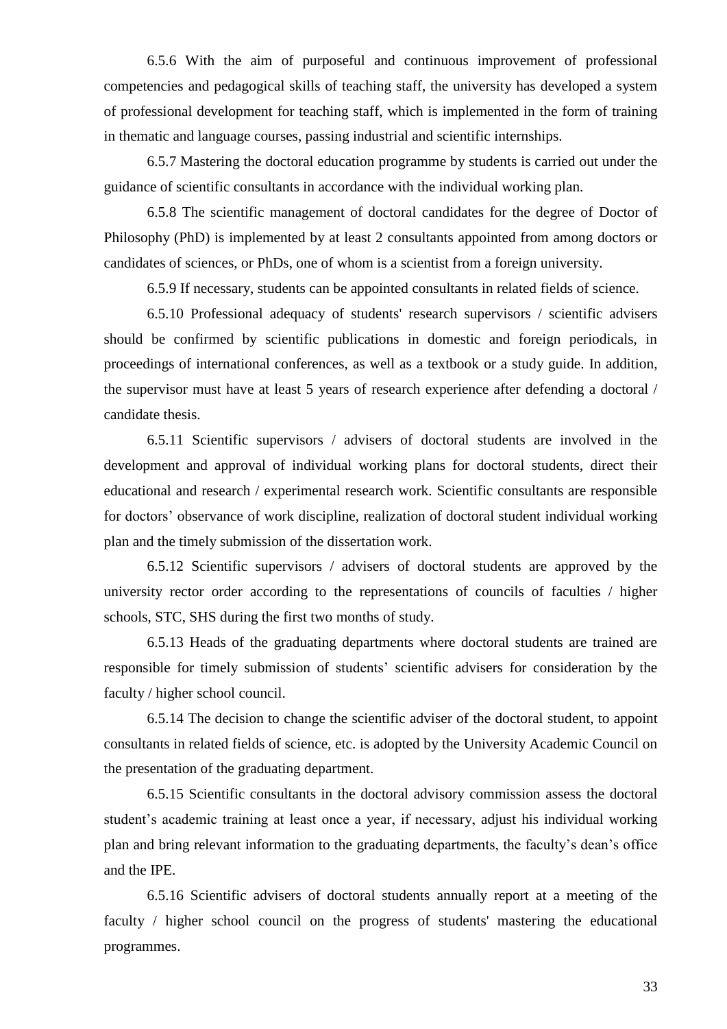6.5.6 With the aim of purposeful and continuous improvement of professional competencies and pedagogical skills of teaching staff, the university has developed a system of professional development for teaching staff, which is implemented in the form of training in thematic and language courses, passing industrial and scientific internships.

6.5.7 Mastering the doctoral education programme by students is carried out under the guidance of scientific consultants in accordance with the individual working plan.

6.5.8 The scientific management of doctoral candidates for the degree of Doctor of Philosophy (PhD) is implemented by at least 2 consultants appointed from among doctors or candidates of sciences, or PhDs, one of whom is a scientist from a foreign university.

6.5.9 If necessary, students can be appointed consultants in related fields of science.

6.5.10 Professional adequacy of students' research supervisors / scientific advisers should be confirmed by scientific publications in domestic and foreign periodicals, in proceedings of international conferences, as well as a textbook or a study guide. In addition, the supervisor must have at least 5 years of research experience after defending a doctoral / candidate thesis.

6.5.11 Scientific supervisors / advisers of doctoral students are involved in the development and approval of individual working plans for doctoral students, direct their educational and research / experimental research work. Scientific consultants are responsible for doctors' observance of work discipline, realization of doctoral student individual working plan and the timely submission of the dissertation work.

6.5.12 Scientific supervisors / advisers of doctoral students are approved by the university rector order according to the representations of councils of faculties / higher schools, STC, SHS during the first two months of study.

6.5.13 Heads of the graduating departments where doctoral students are trained are responsible for timely submission of students' scientific advisers for consideration by the faculty / higher school council.

6.5.14 The decision to change the scientific adviser of the doctoral student, to appoint consultants in related fields of science, etc. is adopted by the University Academic Council on the presentation of the graduating department.

6.5.15 Scientific consultants in the doctoral advisory commission assess the doctoral student's academic training at least once a year, if necessary, adjust his individual working plan and bring relevant information to the graduating departments, the faculty's dean's office and the IPE.

6.5.16 Scientific advisers of doctoral students annually report at a meeting of the faculty / higher school council on the progress of students' mastering the educational programmes.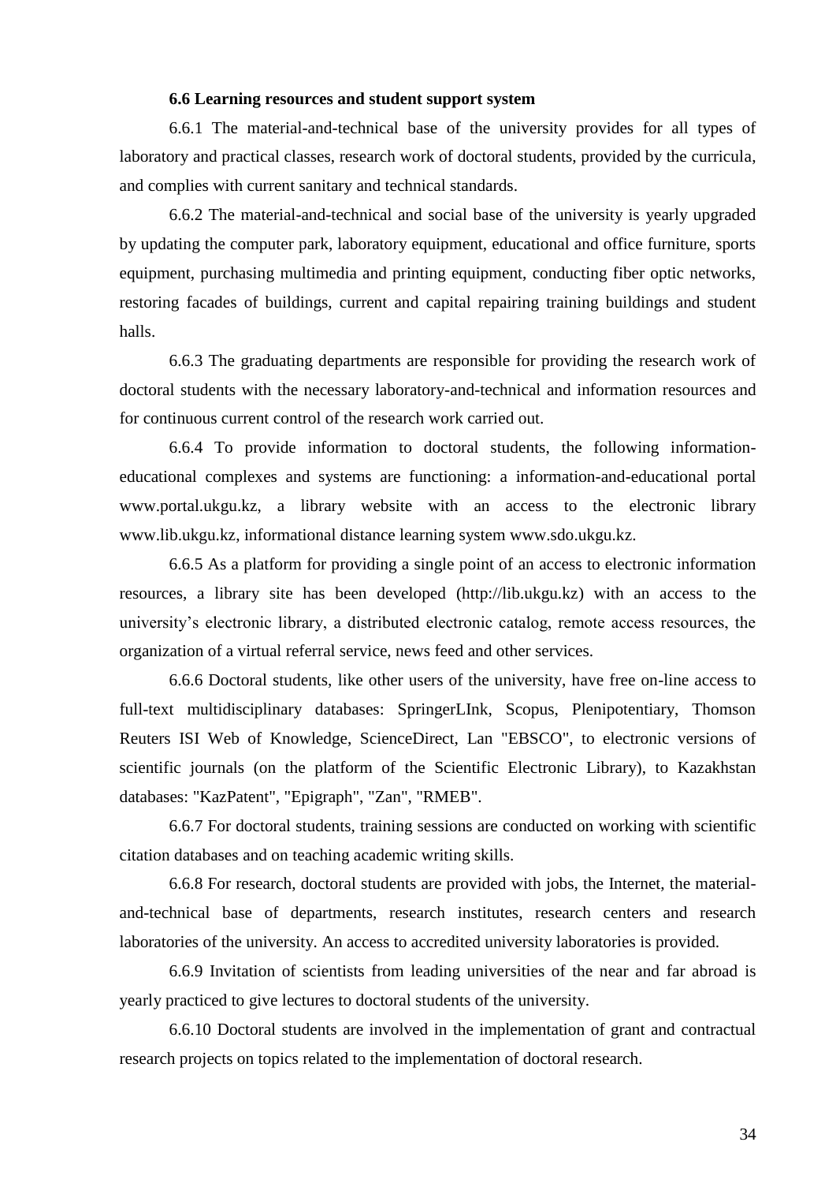**6.6 Learning resources and student support system**

6.6.1 The material-and-technical base of the university provides for all types of laboratory and practical classes, research work of doctoral students, provided by the curricula, and complies with current sanitary and technical standards.

6.6.2 The material-and-technical and social base of the university is yearly upgraded by updating the computer park, laboratory equipment, educational and office furniture, sports equipment, purchasing multimedia and printing equipment, conducting fiber optic networks, restoring facades of buildings, current and capital repairing training buildings and student halls.

6.6.3 The graduating departments are responsible for providing the research work of doctoral students with the necessary laboratory-and-technical and information resources and for continuous current control of the research work carried out.

6.6.4 To provide information to doctoral students, the following information-educational complexes and systems are functioning: a information-and-educational portal www.portal.ukgu.kz, a library website with an access to the electronic library www.lib.ukgu.kz, informational distance learning system www.sdo.ukgu.kz.

6.6.5 As a platform for providing a single point of an access to electronic information resources, a library site has been developed (http://lib.ukgu.kz) with an access to the university's electronic library, a distributed electronic catalog, remote access resources, the organization of a virtual referral service, news feed and other services.

6.6.6 Doctoral students, like other users of the university, have free on-line access to full-text multidisciplinary databases: SpringerLInk, Scopus, Plenipotentiary, Thomson Reuters ISI Web of Knowledge, ScienceDirect, Lan "EBSCO", to electronic versions of scientific journals (on the platform of the Scientific Electronic Library), to Kazakhstan databases: "KazPatent", "Epigraph", "Zan", "RMEB".

6.6.7 For doctoral students, training sessions are conducted on working with scientific citation databases and on teaching academic writing skills.

6.6.8 For research, doctoral students are provided with jobs, the Internet, the material-and-technical base of departments, research institutes, research centers and research laboratories of the university. An access to accredited university laboratories is provided.

6.6.9 Invitation of scientists from leading universities of the near and far abroad is yearly practiced to give lectures to doctoral students of the university.

6.6.10 Doctoral students are involved in the implementation of grant and contractual research projects on topics related to the implementation of doctoral research.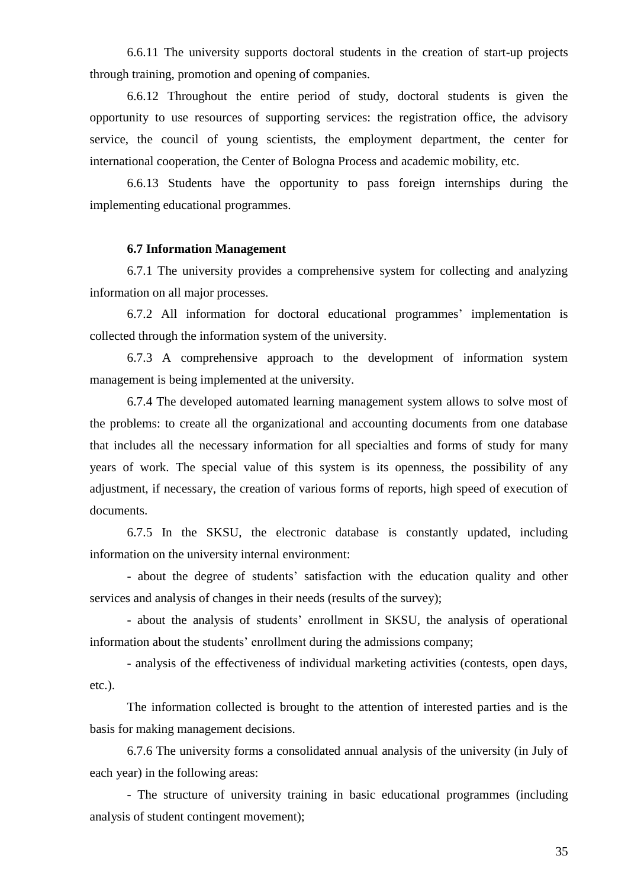6.6.11 The university supports doctoral students in the creation of start-up projects through training, promotion and opening of companies.

6.6.12 Throughout the entire period of study, doctoral students is given the opportunity to use resources of supporting services: the registration office, the advisory service, the council of young scientists, the employment department, the center for international cooperation, the Center of Bologna Process and academic mobility, etc.

6.6.13 Students have the opportunity to pass foreign internships during the implementing educational programmes.

**6.7 Information Management**

6.7.1 The university provides a comprehensive system for collecting and analyzing information on all major processes.

6.7.2 All information for doctoral educational programmes' implementation is collected through the information system of the university.

6.7.3 A comprehensive approach to the development of information system management is being implemented at the university.

6.7.4 The developed automated learning management system allows to solve most of the problems: to create all the organizational and accounting documents from one database that includes all the necessary information for all specialties and forms of study for many years of work. The special value of this system is its openness, the possibility of any adjustment, if necessary, the creation of various forms of reports, high speed of execution of documents.

6.7.5 In the SKSU, the electronic database is constantly updated, including information on the university internal environment:

- about the degree of students' satisfaction with the education quality and other services and analysis of changes in their needs (results of the survey);

- about the analysis of students' enrollment in SKSU, the analysis of operational information about the students' enrollment during the admissions company;

- analysis of the effectiveness of individual marketing activities (contests, open days, etc.).

The information collected is brought to the attention of interested parties and is the basis for making management decisions.

6.7.6 The university forms a consolidated annual analysis of the university (in July of each year) in the following areas:

- The structure of university training in basic educational programmes (including analysis of student contingent movement);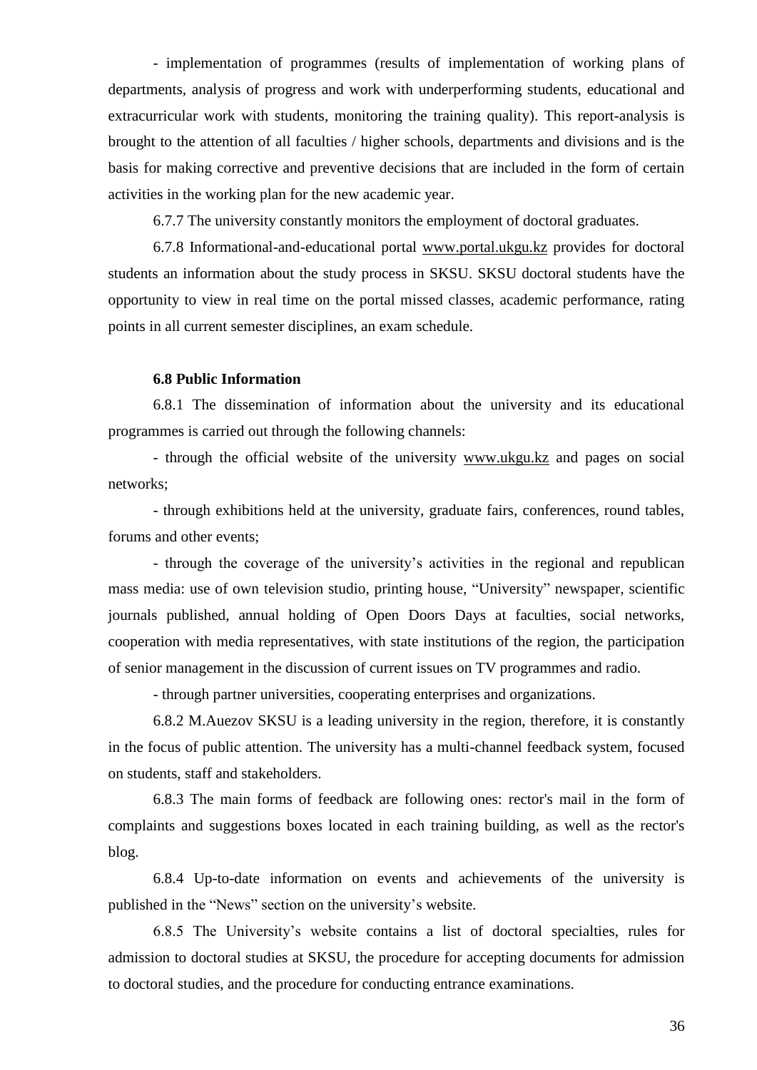- implementation of programmes (results of implementation of working plans of departments, analysis of progress and work with underperforming students, educational and extracurricular work with students, monitoring the training quality). This report-analysis is brought to the attention of all faculties / higher schools, departments and divisions and is the basis for making corrective and preventive decisions that are included in the form of certain activities in the working plan for the new academic year.

6.7.7 The university constantly monitors the employment of doctoral graduates.

6.7.8 Informational-and-educational portal www.portal.ukgu.kz provides for doctoral students an information about the study process in SKSU. SKSU doctoral students have the opportunity to view in real time on the portal missed classes, academic performance, rating points in all current semester disciplines, an exam schedule.

**6.8 Public Information**

6.8.1 The dissemination of information about the university and its educational programmes is carried out through the following channels:

- through the official website of the university www.ukgu.kz and pages on social networks;

- through exhibitions held at the university, graduate fairs, conferences, round tables, forums and other events;

- through the coverage of the university's activities in the regional and republican mass media: use of own television studio, printing house, "University" newspaper, scientific journals published, annual holding of Open Doors Days at faculties, social networks, cooperation with media representatives, with state institutions of the region, the participation of senior management in the discussion of current issues on TV programmes and radio.

- through partner universities, cooperating enterprises and organizations.

6.8.2 M.Auezov SKSU is a leading university in the region, therefore, it is constantly in the focus of public attention. The university has a multi-channel feedback system, focused on students, staff and stakeholders.

6.8.3 The main forms of feedback are following ones: rector's mail in the form of complaints and suggestions boxes located in each training building, as well as the rector's blog.

6.8.4 Up-to-date information on events and achievements of the university is published in the "News" section on the university's website.

6.8.5 The University's website contains a list of doctoral specialties, rules for admission to doctoral studies at SKSU, the procedure for accepting documents for admission to doctoral studies, and the procedure for conducting entrance examinations.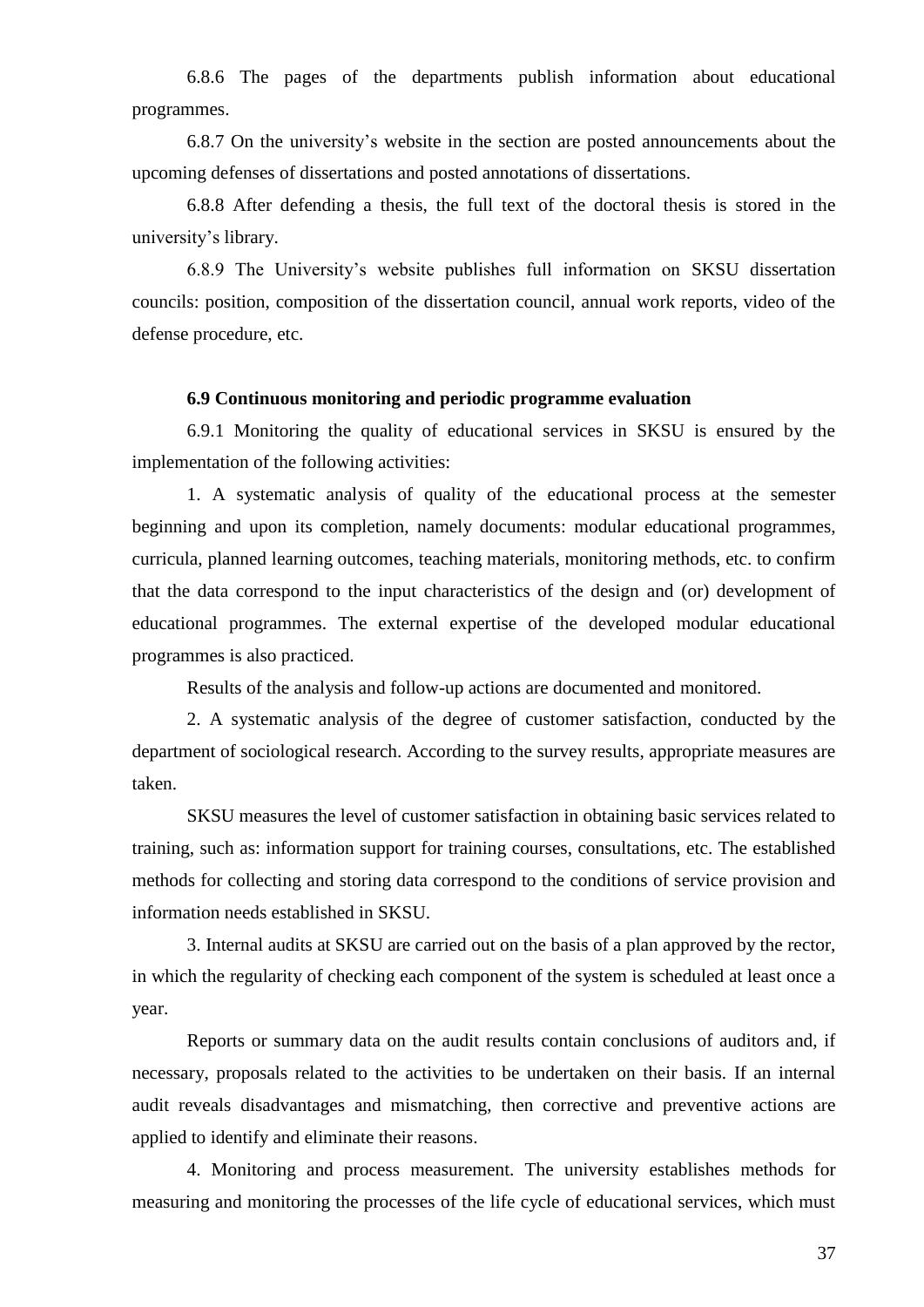6.8.6 The pages of the departments publish information about educational programmes.

6.8.7 On the university's website in the section are posted announcements about the upcoming defenses of dissertations and posted annotations of dissertations.

6.8.8 After defending a thesis, the full text of the doctoral thesis is stored in the university's library.

6.8.9 The University's website publishes full information on SKSU dissertation councils: position, composition of the dissertation council, annual work reports, video of the defense procedure, etc.

**6.9 Continuous monitoring and periodic programme evaluation**

6.9.1 Monitoring the quality of educational services in SKSU is ensured by the implementation of the following activities:

1. A systematic analysis of quality of the educational process at the semester beginning and upon its completion, namely documents: modular educational programmes, curricula, planned learning outcomes, teaching materials, monitoring methods, etc. to confirm that the data correspond to the input characteristics of the design and (or) development of educational programmes. The external expertise of the developed modular educational programmes is also practiced.

Results of the analysis and follow-up actions are documented and monitored.

2. A systematic analysis of the degree of customer satisfaction, conducted by the department of sociological research. According to the survey results, appropriate measures are taken.

SKSU measures the level of customer satisfaction in obtaining basic services related to training, such as: information support for training courses, consultations, etc. The established methods for collecting and storing data correspond to the conditions of service provision and information needs established in SKSU.

3. Internal audits at SKSU are carried out on the basis of a plan approved by the rector, in which the regularity of checking each component of the system is scheduled at least once a year.

Reports or summary data on the audit results contain conclusions of auditors and, if necessary, proposals related to the activities to be undertaken on their basis. If an internal audit reveals disadvantages and mismatching, then corrective and preventive actions are applied to identify and eliminate their reasons.

4. Monitoring and process measurement. The university establishes methods for measuring and monitoring the processes of the life cycle of educational services, which must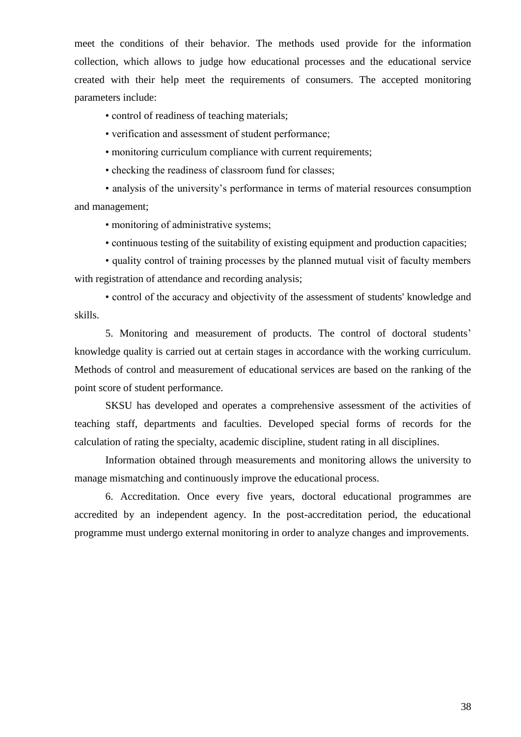meet the conditions of their behavior. The methods used provide for the information collection, which allows to judge how educational processes and the educational service created with their help meet the requirements of consumers. The accepted monitoring parameters include:

- control of readiness of teaching materials;
- verification and assessment of student performance;
- monitoring curriculum compliance with current requirements;
- checking the readiness of classroom fund for classes;
- analysis of the university's performance in terms of material resources consumption and management;
- monitoring of administrative systems;
- continuous testing of the suitability of existing equipment and production capacities;
- quality control of training processes by the planned mutual visit of faculty members with registration of attendance and recording analysis;
- control of the accuracy and objectivity of the assessment of students' knowledge and skills.

5. Monitoring and measurement of products. The control of doctoral students' knowledge quality is carried out at certain stages in accordance with the working curriculum. Methods of control and measurement of educational services are based on the ranking of the point score of student performance.

SKSU has developed and operates a comprehensive assessment of the activities of teaching staff, departments and faculties. Developed special forms of records for the calculation of rating the specialty, academic discipline, student rating in all disciplines.

Information obtained through measurements and monitoring allows the university to manage mismatching and continuously improve the educational process.

6. Accreditation. Once every five years, doctoral educational programmes are accredited by an independent agency. In the post-accreditation period, the educational programme must undergo external monitoring in order to analyze changes and improvements.